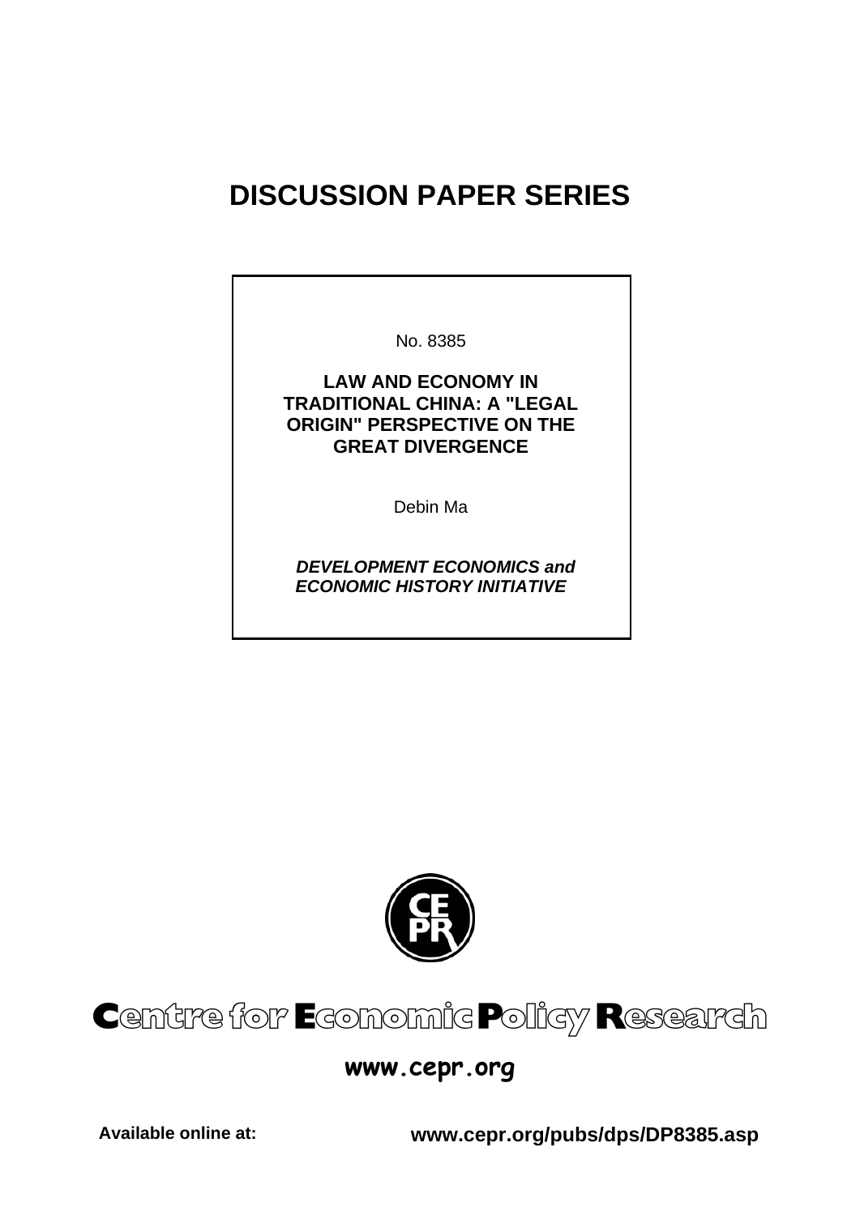# DISCUSSION PAPER SERIES

No. 8385

**LAW AND ECONOMY IN TRADITIONAL CHINA: A "LEGAL ORIGIN" PERSPECTIVE ON THE GREAT DIVERGENCE**

Debin Ma

***DEVELOPMENT ECONOMICS and ECONOMIC HISTORY INITIATIVE***

**Centre for Economic Policy Research**

**www.cepr.org**

**Available online at:** **www.cepr.org/pubs/dps/DP8385.asp**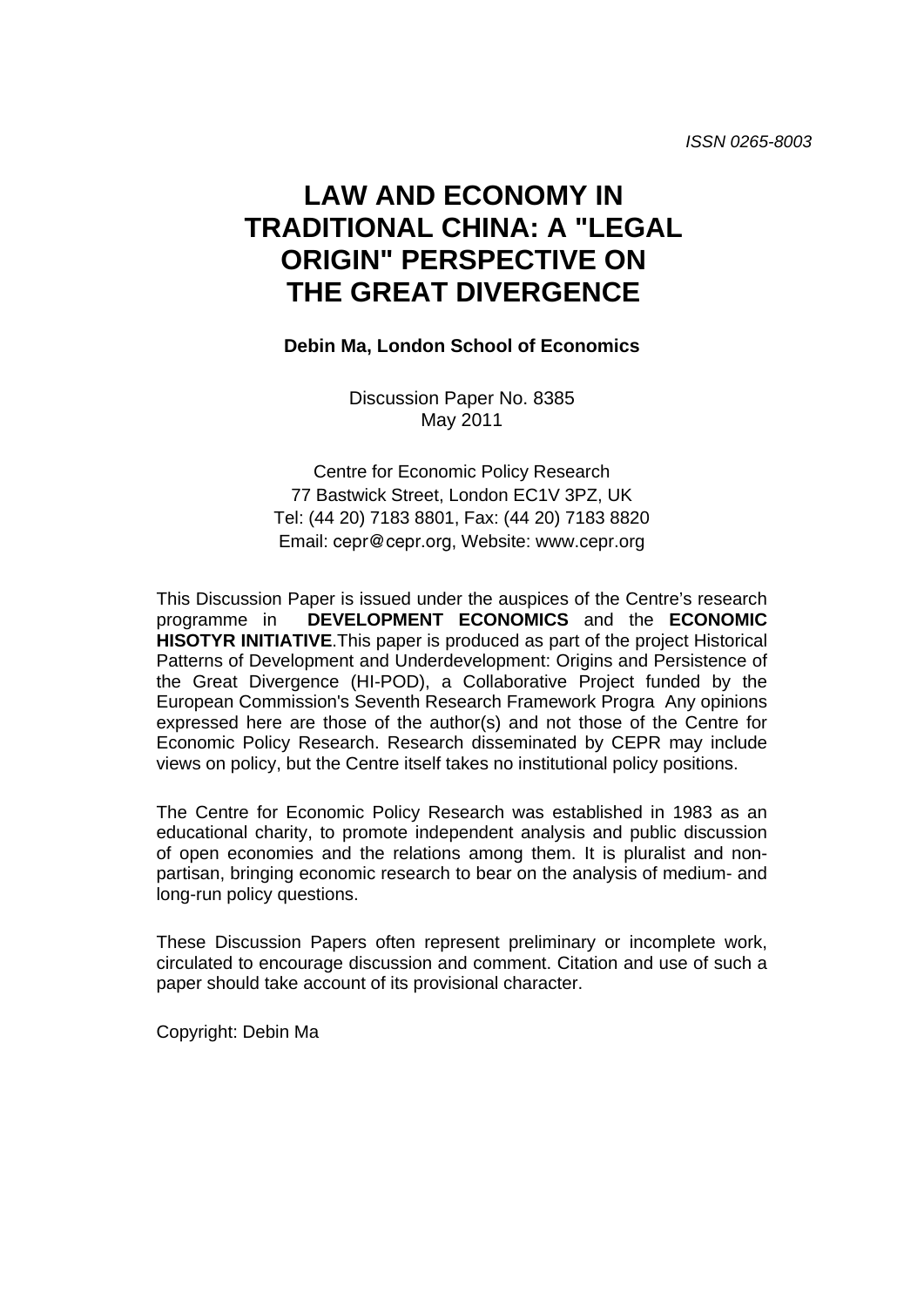ISSN 0265-8003

# LAW AND ECONOMY IN TRADITIONAL CHINA: A "LEGAL ORIGIN" PERSPECTIVE ON THE GREAT DIVERGENCE

**Debin Ma, London School of Economics**

Discussion Paper No. 8385
May 2011

Centre for Economic Policy Research
77 Bastwick Street, London EC1V 3PZ, UK
Tel: (44 20) 7183 8801, Fax: (44 20) 7183 8820
Email: cepr@cepr.org, Website: www.cepr.org

This Discussion Paper is issued under the auspices of the Centre's research programme in **DEVELOPMENT ECONOMICS** and the **ECONOMIC HISOTYR INITIATIVE**.This paper is produced as part of the project Historical Patterns of Development and Underdevelopment: Origins and Persistence of the Great Divergence (HI-POD), a Collaborative Project funded by the European Commission's Seventh Research Framework Progra Any opinions expressed here are those of the author(s) and not those of the Centre for Economic Policy Research. Research disseminated by CEPR may include views on policy, but the Centre itself takes no institutional policy positions.

The Centre for Economic Policy Research was established in 1983 as an educational charity, to promote independent analysis and public discussion of open economies and the relations among them. It is pluralist and non-partisan, bringing economic research to bear on the analysis of medium- and long-run policy questions.

These Discussion Papers often represent preliminary or incomplete work, circulated to encourage discussion and comment. Citation and use of such a paper should take account of its provisional character.

Copyright: Debin Ma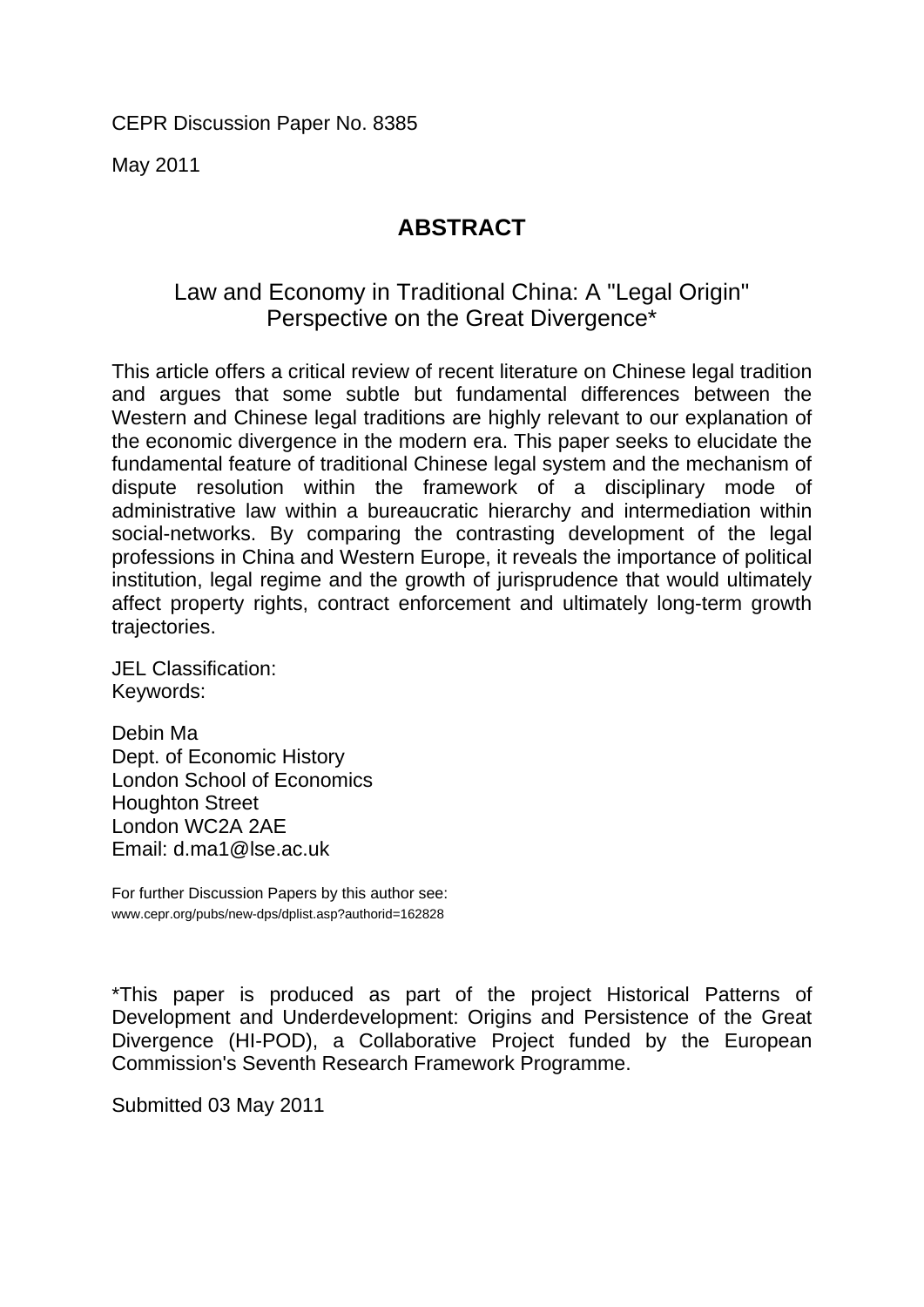CEPR Discussion Paper No. 8385

May 2011

## ABSTRACT

### Law and Economy in Traditional China: A "Legal Origin" Perspective on the Great Divergence*

This article offers a critical review of recent literature on Chinese legal tradition and argues that some subtle but fundamental differences between the Western and Chinese legal traditions are highly relevant to our explanation of the economic divergence in the modern era. This paper seeks to elucidate the fundamental feature of traditional Chinese legal system and the mechanism of dispute resolution within the framework of a disciplinary mode of administrative law within a bureaucratic hierarchy and intermediation within social-networks. By comparing the contrasting development of the legal professions in China and Western Europe, it reveals the importance of political institution, legal regime and the growth of jurisprudence that would ultimately affect property rights, contract enforcement and ultimately long-term growth trajectories.

JEL Classification:
Keywords:

Debin Ma
Dept. of Economic History
London School of Economics
Houghton Street
London WC2A 2AE
Email: d.ma1@lse.ac.uk

For further Discussion Papers by this author see:
www.cepr.org/pubs/new-dps/dplist.asp?authorid=162828

*This paper is produced as part of the project Historical Patterns of Development and Underdevelopment: Origins and Persistence of the Great Divergence (HI-POD), a Collaborative Project funded by the European Commission's Seventh Research Framework Programme.

Submitted 03 May 2011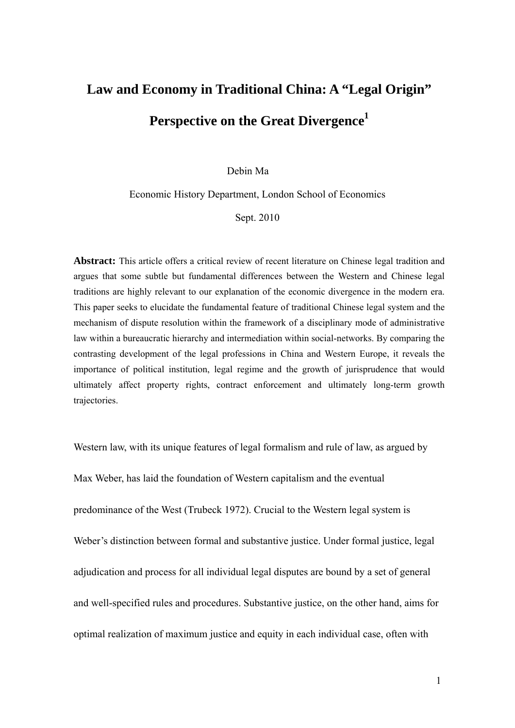# Law and Economy in Traditional China: A "Legal Origin" Perspective on the Great Divergence[1]

Debin Ma

Economic History Department, London School of Economics

Sept. 2010

**Abstract:** This article offers a critical review of recent literature on Chinese legal tradition and argues that some subtle but fundamental differences between the Western and Chinese legal traditions are highly relevant to our explanation of the economic divergence in the modern era. This paper seeks to elucidate the fundamental feature of traditional Chinese legal system and the mechanism of dispute resolution within the framework of a disciplinary mode of administrative law within a bureaucratic hierarchy and intermediation within social-networks. By comparing the contrasting development of the legal professions in China and Western Europe, it reveals the importance of political institution, legal regime and the growth of jurisprudence that would ultimately affect property rights, contract enforcement and ultimately long-term growth trajectories.

Western law, with its unique features of legal formalism and rule of law, as argued by Max Weber, has laid the foundation of Western capitalism and the eventual predominance of the West (Trubeck 1972). Crucial to the Western legal system is Weber's distinction between formal and substantive justice. Under formal justice, legal adjudication and process for all individual legal disputes are bound by a set of general and well-specified rules and procedures. Substantive justice, on the other hand, aims for optimal realization of maximum justice and equity in each individual case, often with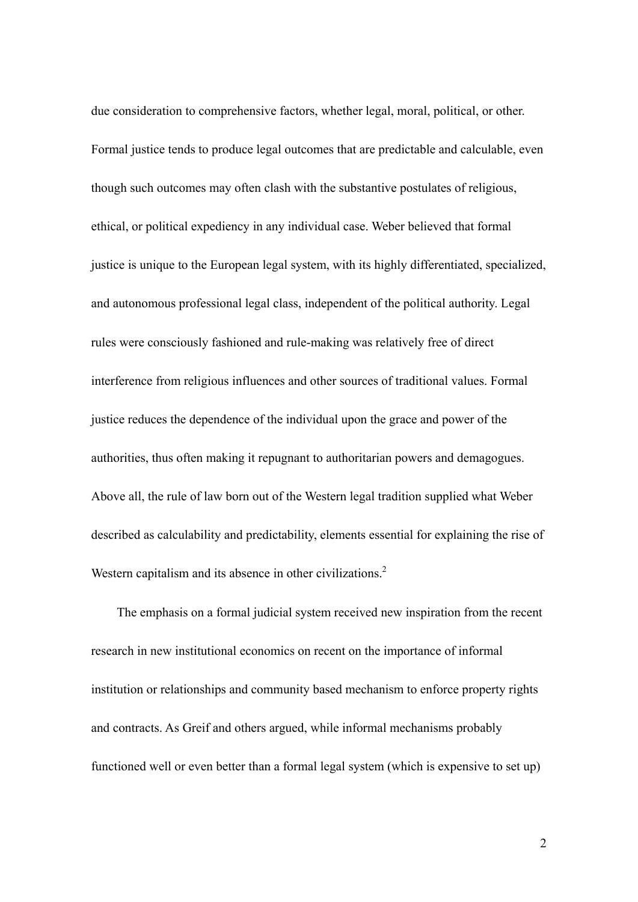due consideration to comprehensive factors, whether legal, moral, political, or other. Formal justice tends to produce legal outcomes that are predictable and calculable, even though such outcomes may often clash with the substantive postulates of religious, ethical, or political expediency in any individual case. Weber believed that formal justice is unique to the European legal system, with its highly differentiated, specialized, and autonomous professional legal class, independent of the political authority. Legal rules were consciously fashioned and rule-making was relatively free of direct interference from religious influences and other sources of traditional values. Formal justice reduces the dependence of the individual upon the grace and power of the authorities, thus often making it repugnant to authoritarian powers and demagogues. Above all, the rule of law born out of the Western legal tradition supplied what Weber described as calculability and predictability, elements essential for explaining the rise of Western capitalism and its absence in other civilizations.[2]

The emphasis on a formal judicial system received new inspiration from the recent research in new institutional economics on recent on the importance of informal institution or relationships and community based mechanism to enforce property rights and contracts. As Greif and others argued, while informal mechanisms probably functioned well or even better than a formal legal system (which is expensive to set up)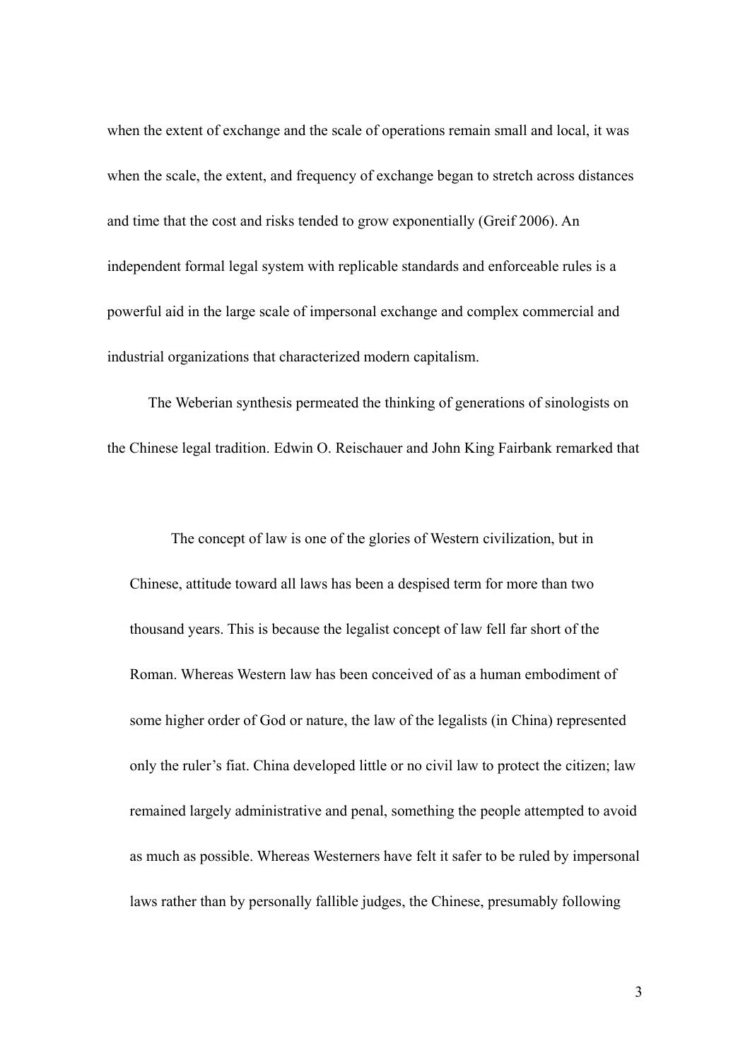when the extent of exchange and the scale of operations remain small and local, it was when the scale, the extent, and frequency of exchange began to stretch across distances and time that the cost and risks tended to grow exponentially (Greif 2006). An independent formal legal system with replicable standards and enforceable rules is a powerful aid in the large scale of impersonal exchange and complex commercial and industrial organizations that characterized modern capitalism.

The Weberian synthesis permeated the thinking of generations of sinologists on the Chinese legal tradition. Edwin O. Reischauer and John King Fairbank remarked that

> The concept of law is one of the glories of Western civilization, but in Chinese, attitude toward all laws has been a despised term for more than two thousand years. This is because the legalist concept of law fell far short of the Roman. Whereas Western law has been conceived of as a human embodiment of some higher order of God or nature, the law of the legalists (in China) represented only the ruler's fiat. China developed little or no civil law to protect the citizen; law remained largely administrative and penal, something the people attempted to avoid as much as possible. Whereas Westerners have felt it safer to be ruled by impersonal laws rather than by personally fallible judges, the Chinese, presumably following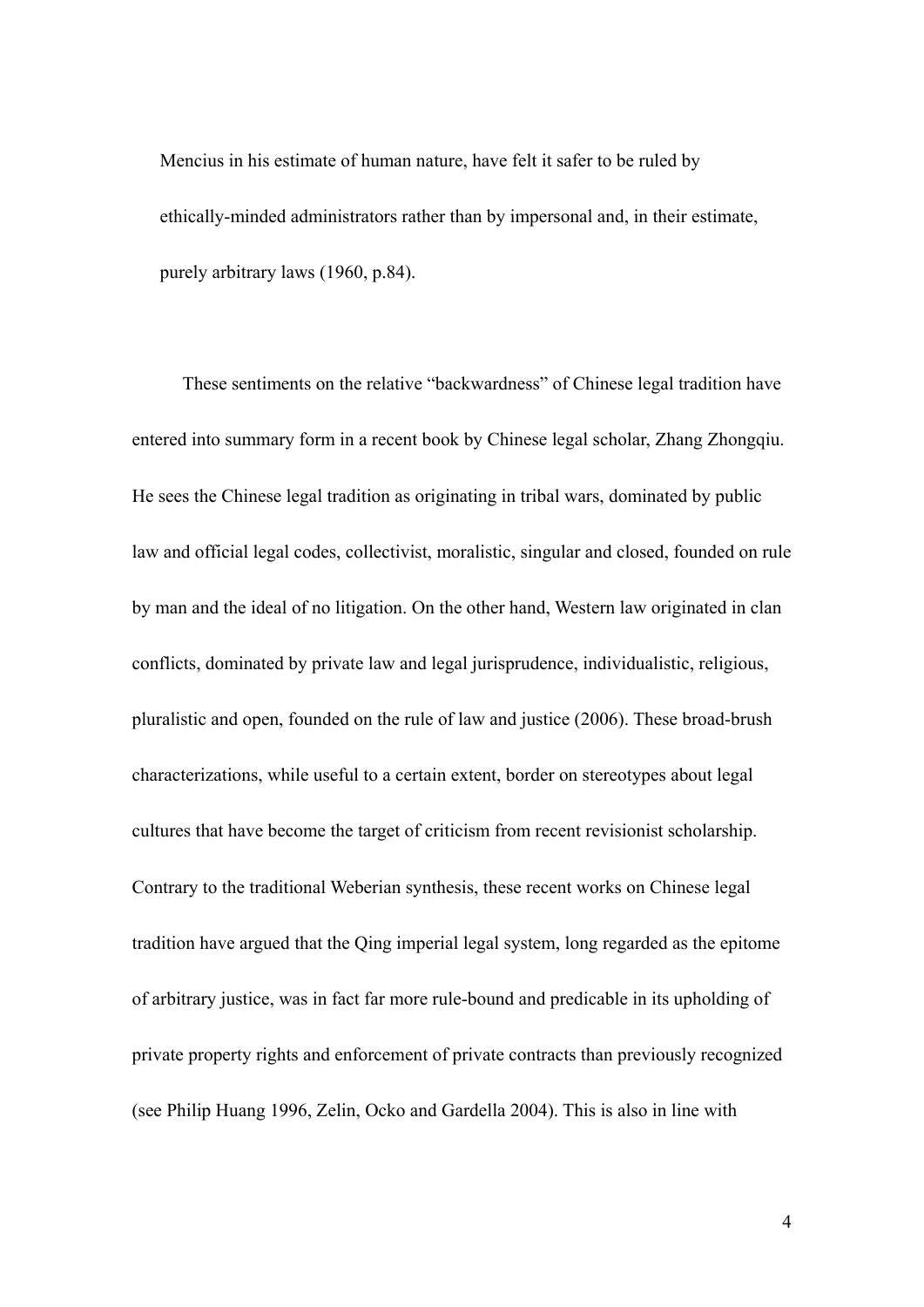> Mencius in his estimate of human nature, have felt it safer to be ruled by ethically-minded administrators rather than by impersonal and, in their estimate, purely arbitrary laws (1960, p.84).

These sentiments on the relative "backwardness" of Chinese legal tradition have entered into summary form in a recent book by Chinese legal scholar, Zhang Zhongqiu. He sees the Chinese legal tradition as originating in tribal wars, dominated by public law and official legal codes, collectivist, moralistic, singular and closed, founded on rule by man and the ideal of no litigation. On the other hand, Western law originated in clan conflicts, dominated by private law and legal jurisprudence, individualistic, religious, pluralistic and open, founded on the rule of law and justice (2006). These broad-brush characterizations, while useful to a certain extent, border on stereotypes about legal cultures that have become the target of criticism from recent revisionist scholarship. Contrary to the traditional Weberian synthesis, these recent works on Chinese legal tradition have argued that the Qing imperial legal system, long regarded as the epitome of arbitrary justice, was in fact far more rule-bound and predicable in its upholding of private property rights and enforcement of private contracts than previously recognized (see Philip Huang 1996, Zelin, Ocko and Gardella 2004). This is also in line with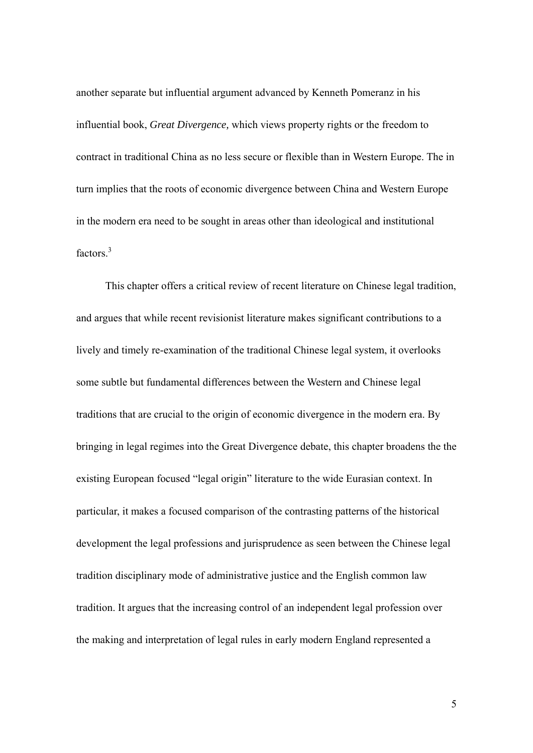another separate but influential argument advanced by Kenneth Pomeranz in his influential book, *Great Divergence,* which views property rights or the freedom to contract in traditional China as no less secure or flexible than in Western Europe. The in turn implies that the roots of economic divergence between China and Western Europe in the modern era need to be sought in areas other than ideological and institutional factors.[3]

This chapter offers a critical review of recent literature on Chinese legal tradition, and argues that while recent revisionist literature makes significant contributions to a lively and timely re-examination of the traditional Chinese legal system, it overlooks some subtle but fundamental differences between the Western and Chinese legal traditions that are crucial to the origin of economic divergence in the modern era. By bringing in legal regimes into the Great Divergence debate, this chapter broadens the the existing European focused "legal origin" literature to the wide Eurasian context. In particular, it makes a focused comparison of the contrasting patterns of the historical development the legal professions and jurisprudence as seen between the Chinese legal tradition disciplinary mode of administrative justice and the English common law tradition. It argues that the increasing control of an independent legal profession over the making and interpretation of legal rules in early modern England represented a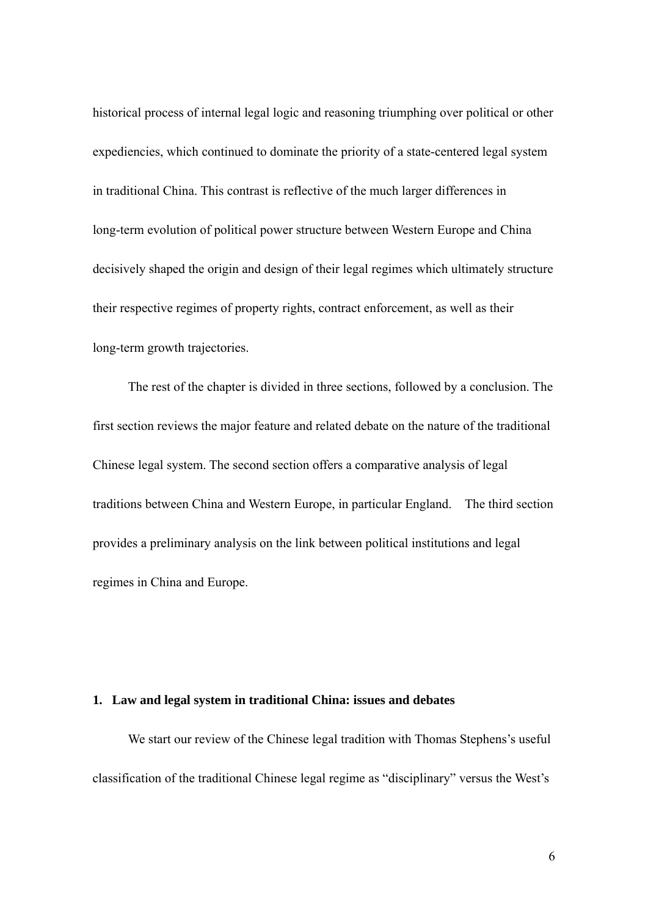historical process of internal legal logic and reasoning triumphing over political or other expediencies, which continued to dominate the priority of a state-centered legal system in traditional China. This contrast is reflective of the much larger differences in long-term evolution of political power structure between Western Europe and China decisively shaped the origin and design of their legal regimes which ultimately structure their respective regimes of property rights, contract enforcement, as well as their long-term growth trajectories.

The rest of the chapter is divided in three sections, followed by a conclusion. The first section reviews the major feature and related debate on the nature of the traditional Chinese legal system. The second section offers a comparative analysis of legal traditions between China and Western Europe, in particular England. The third section provides a preliminary analysis on the link between political institutions and legal regimes in China and Europe.

## 1. Law and legal system in traditional China: issues and debates

We start our review of the Chinese legal tradition with Thomas Stephens's useful classification of the traditional Chinese legal regime as "disciplinary" versus the West's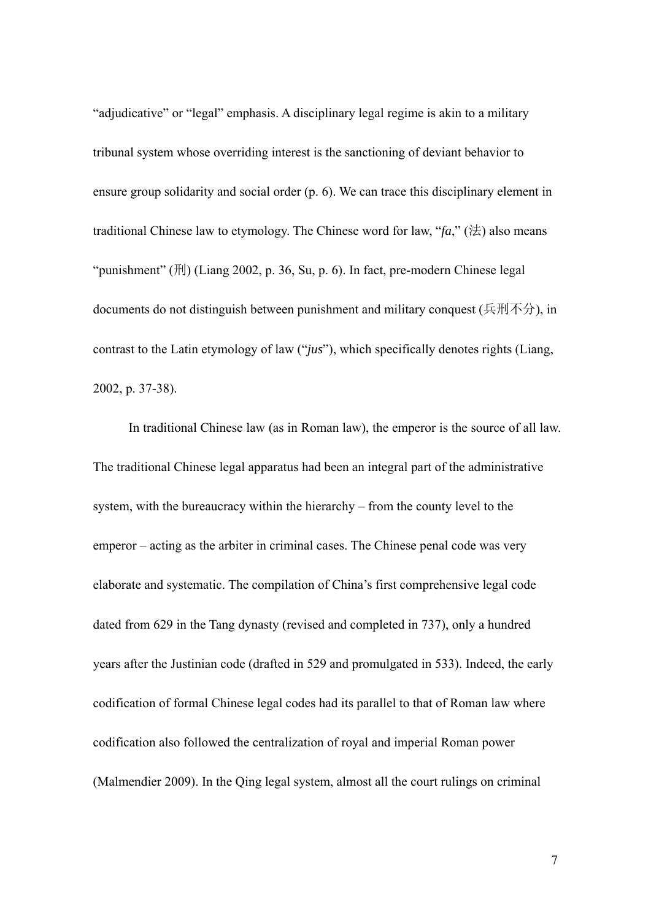"adjudicative" or "legal" emphasis. A disciplinary legal regime is akin to a military tribunal system whose overriding interest is the sanctioning of deviant behavior to ensure group solidarity and social order (p. 6). We can trace this disciplinary element in traditional Chinese law to etymology. The Chinese word for law, "*fa*," (法) also means "punishment" (刑) (Liang 2002, p. 36, Su, p. 6). In fact, pre-modern Chinese legal documents do not distinguish between punishment and military conquest (兵刑不分), in contrast to the Latin etymology of law ("*jus*"), which specifically denotes rights (Liang, 2002, p. 37-38).

In traditional Chinese law (as in Roman law), the emperor is the source of all law. The traditional Chinese legal apparatus had been an integral part of the administrative system, with the bureaucracy within the hierarchy – from the county level to the emperor – acting as the arbiter in criminal cases. The Chinese penal code was very elaborate and systematic. The compilation of China's first comprehensive legal code dated from 629 in the Tang dynasty (revised and completed in 737), only a hundred years after the Justinian code (drafted in 529 and promulgated in 533). Indeed, the early codification of formal Chinese legal codes had its parallel to that of Roman law where codification also followed the centralization of royal and imperial Roman power (Malmendier 2009). In the Qing legal system, almost all the court rulings on criminal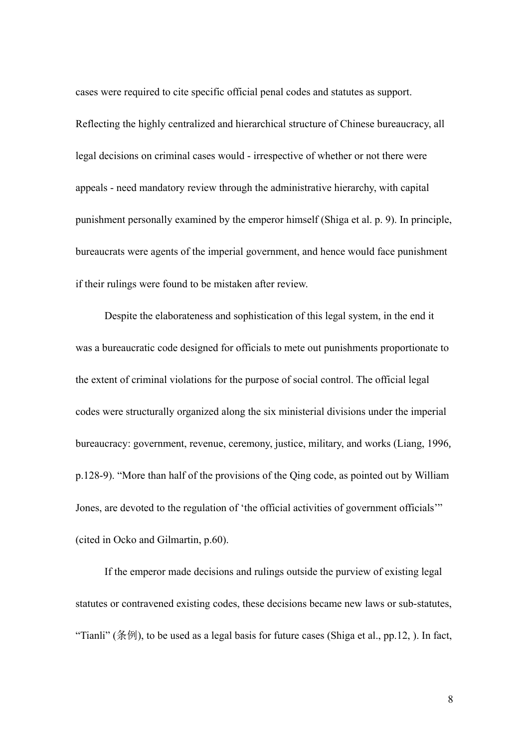cases were required to cite specific official penal codes and statutes as support. Reflecting the highly centralized and hierarchical structure of Chinese bureaucracy, all legal decisions on criminal cases would - irrespective of whether or not there were appeals - need mandatory review through the administrative hierarchy, with capital punishment personally examined by the emperor himself (Shiga et al. p. 9). In principle, bureaucrats were agents of the imperial government, and hence would face punishment if their rulings were found to be mistaken after review.

Despite the elaborateness and sophistication of this legal system, in the end it was a bureaucratic code designed for officials to mete out punishments proportionate to the extent of criminal violations for the purpose of social control. The official legal codes were structurally organized along the six ministerial divisions under the imperial bureaucracy: government, revenue, ceremony, justice, military, and works (Liang, 1996, p.128-9). "More than half of the provisions of the Qing code, as pointed out by William Jones, are devoted to the regulation of 'the official activities of government officials'" (cited in Ocko and Gilmartin, p.60).

If the emperor made decisions and rulings outside the purview of existing legal statutes or contravened existing codes, these decisions became new laws or sub-statutes, "Tianli" (条例), to be used as a legal basis for future cases (Shiga et al., pp.12, ). In fact,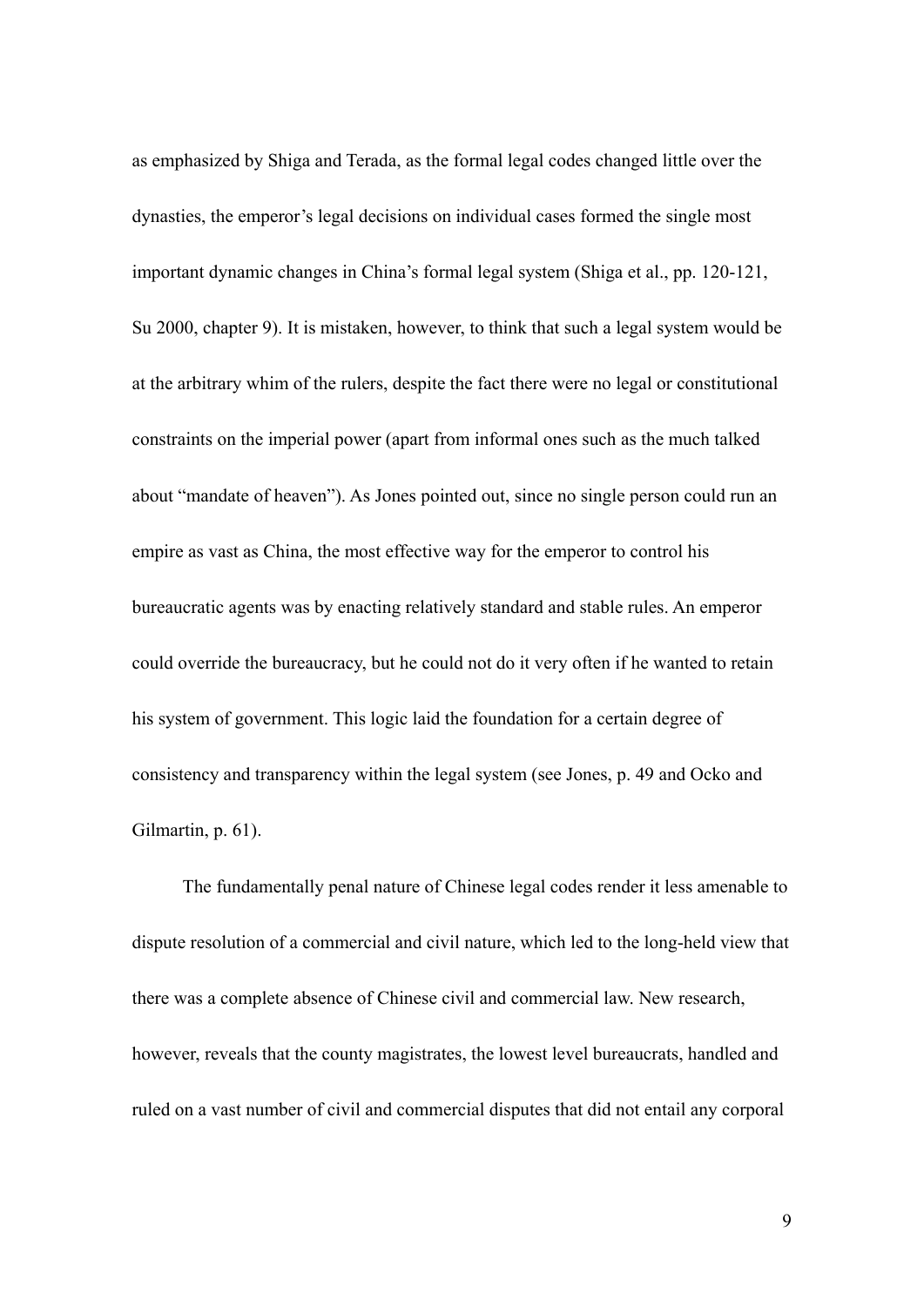as emphasized by Shiga and Terada, as the formal legal codes changed little over the dynasties, the emperor's legal decisions on individual cases formed the single most important dynamic changes in China's formal legal system (Shiga et al., pp. 120-121, Su 2000, chapter 9). It is mistaken, however, to think that such a legal system would be at the arbitrary whim of the rulers, despite the fact there were no legal or constitutional constraints on the imperial power (apart from informal ones such as the much talked about "mandate of heaven"). As Jones pointed out, since no single person could run an empire as vast as China, the most effective way for the emperor to control his bureaucratic agents was by enacting relatively standard and stable rules. An emperor could override the bureaucracy, but he could not do it very often if he wanted to retain his system of government. This logic laid the foundation for a certain degree of consistency and transparency within the legal system (see Jones, p. 49 and Ocko and Gilmartin, p. 61).

The fundamentally penal nature of Chinese legal codes render it less amenable to dispute resolution of a commercial and civil nature, which led to the long-held view that there was a complete absence of Chinese civil and commercial law. New research, however, reveals that the county magistrates, the lowest level bureaucrats, handled and ruled on a vast number of civil and commercial disputes that did not entail any corporal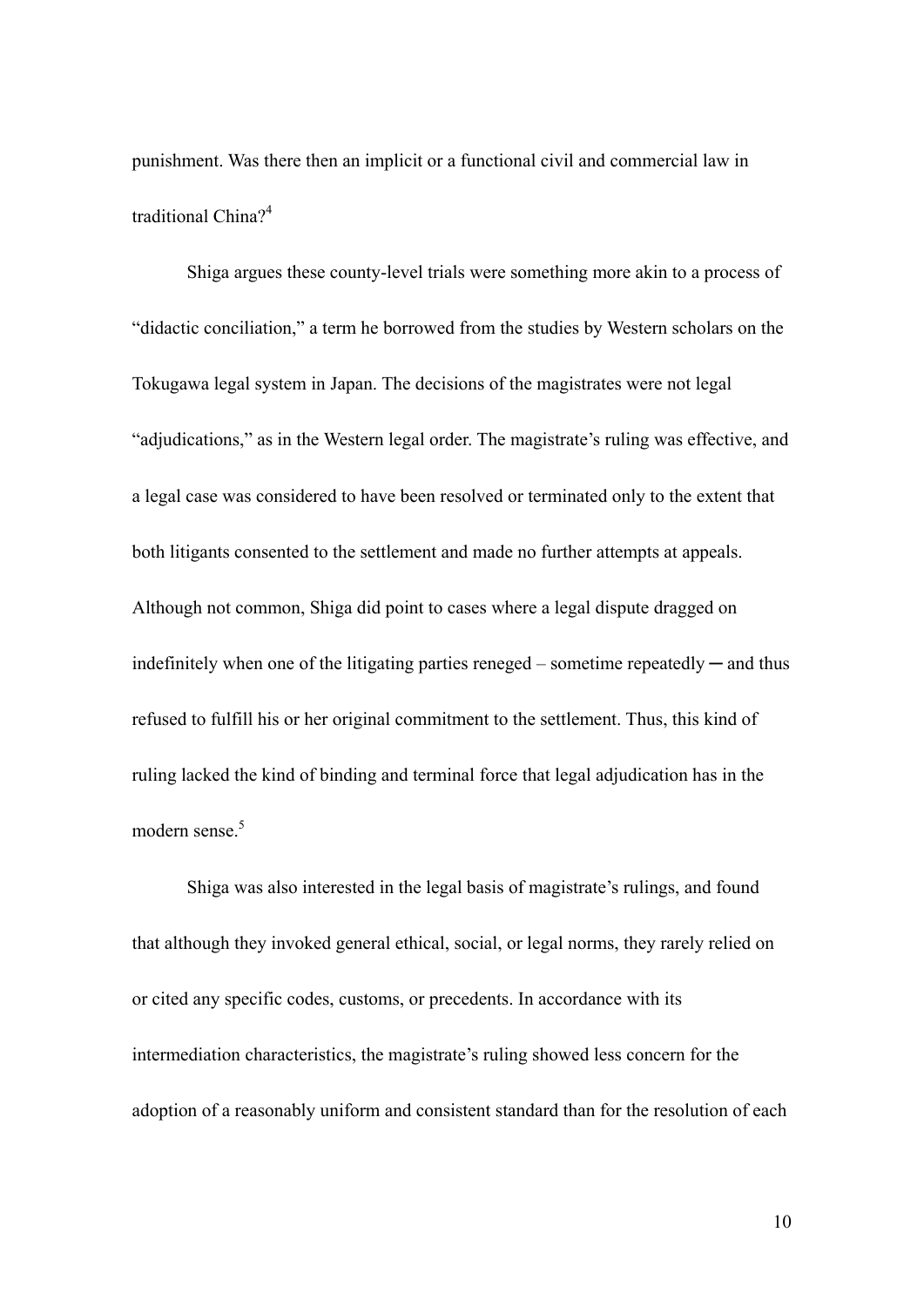punishment. Was there then an implicit or a functional civil and commercial law in traditional China?[4]

Shiga argues these county-level trials were something more akin to a process of "didactic conciliation," a term he borrowed from the studies by Western scholars on the Tokugawa legal system in Japan. The decisions of the magistrates were not legal "adjudications," as in the Western legal order. The magistrate's ruling was effective, and a legal case was considered to have been resolved or terminated only to the extent that both litigants consented to the settlement and made no further attempts at appeals. Although not common, Shiga did point to cases where a legal dispute dragged on indefinitely when one of the litigating parties reneged – sometime repeatedly ─ and thus refused to fulfill his or her original commitment to the settlement. Thus, this kind of ruling lacked the kind of binding and terminal force that legal adjudication has in the modern sense.[5]

Shiga was also interested in the legal basis of magistrate's rulings, and found that although they invoked general ethical, social, or legal norms, they rarely relied on or cited any specific codes, customs, or precedents. In accordance with its intermediation characteristics, the magistrate's ruling showed less concern for the adoption of a reasonably uniform and consistent standard than for the resolution of each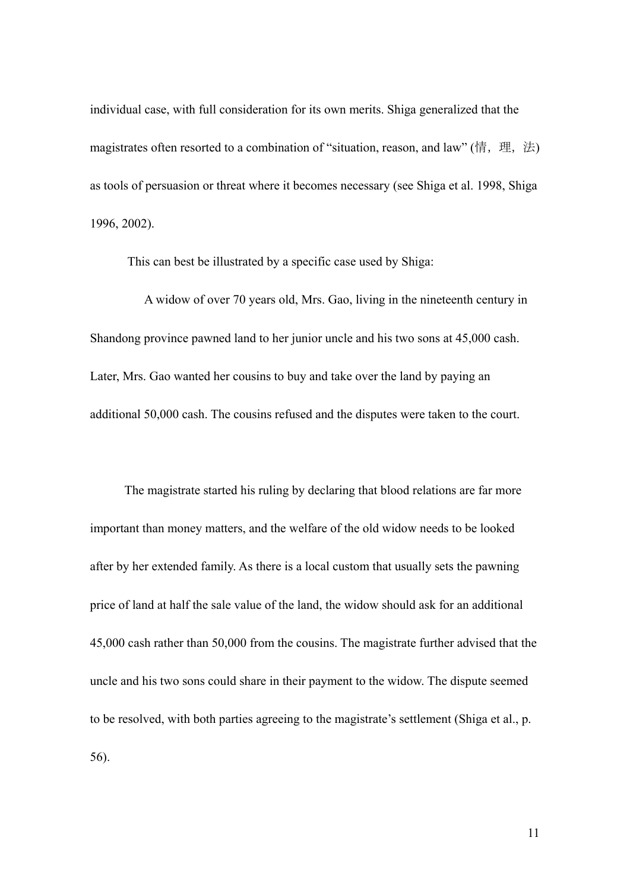individual case, with full consideration for its own merits. Shiga generalized that the magistrates often resorted to a combination of "situation, reason, and law" (情，理，法) as tools of persuasion or threat where it becomes necessary (see Shiga et al. 1998, Shiga 1996, 2002).

This can best be illustrated by a specific case used by Shiga:

> A widow of over 70 years old, Mrs. Gao, living in the nineteenth century in Shandong province pawned land to her junior uncle and his two sons at 45,000 cash. Later, Mrs. Gao wanted her cousins to buy and take over the land by paying an additional 50,000 cash. The cousins refused and the disputes were taken to the court.
>
> The magistrate started his ruling by declaring that blood relations are far more important than money matters, and the welfare of the old widow needs to be looked after by her extended family. As there is a local custom that usually sets the pawning price of land at half the sale value of the land, the widow should ask for an additional 45,000 cash rather than 50,000 from the cousins. The magistrate further advised that the uncle and his two sons could share in their payment to the widow. The dispute seemed to be resolved, with both parties agreeing to the magistrate's settlement (Shiga et al., p. 56).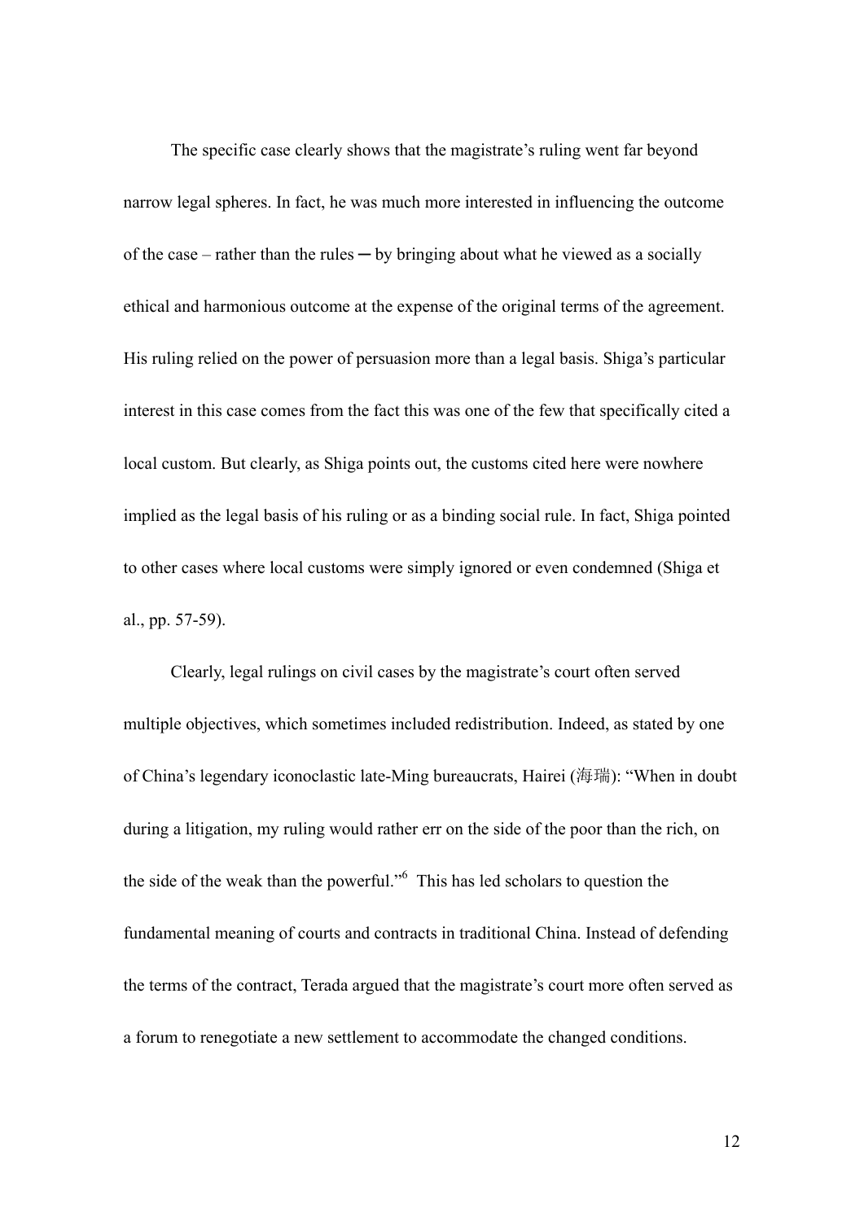The specific case clearly shows that the magistrate's ruling went far beyond narrow legal spheres. In fact, he was much more interested in influencing the outcome of the case – rather than the rules ─ by bringing about what he viewed as a socially ethical and harmonious outcome at the expense of the original terms of the agreement. His ruling relied on the power of persuasion more than a legal basis. Shiga's particular interest in this case comes from the fact this was one of the few that specifically cited a local custom. But clearly, as Shiga points out, the customs cited here were nowhere implied as the legal basis of his ruling or as a binding social rule. In fact, Shiga pointed to other cases where local customs were simply ignored or even condemned (Shiga et al., pp. 57-59).

Clearly, legal rulings on civil cases by the magistrate's court often served multiple objectives, which sometimes included redistribution. Indeed, as stated by one of China's legendary iconoclastic late-Ming bureaucrats, Hairei (海瑞): "When in doubt during a litigation, my ruling would rather err on the side of the poor than the rich, on the side of the weak than the powerful."[6] This has led scholars to question the fundamental meaning of courts and contracts in traditional China. Instead of defending the terms of the contract, Terada argued that the magistrate's court more often served as a forum to renegotiate a new settlement to accommodate the changed conditions.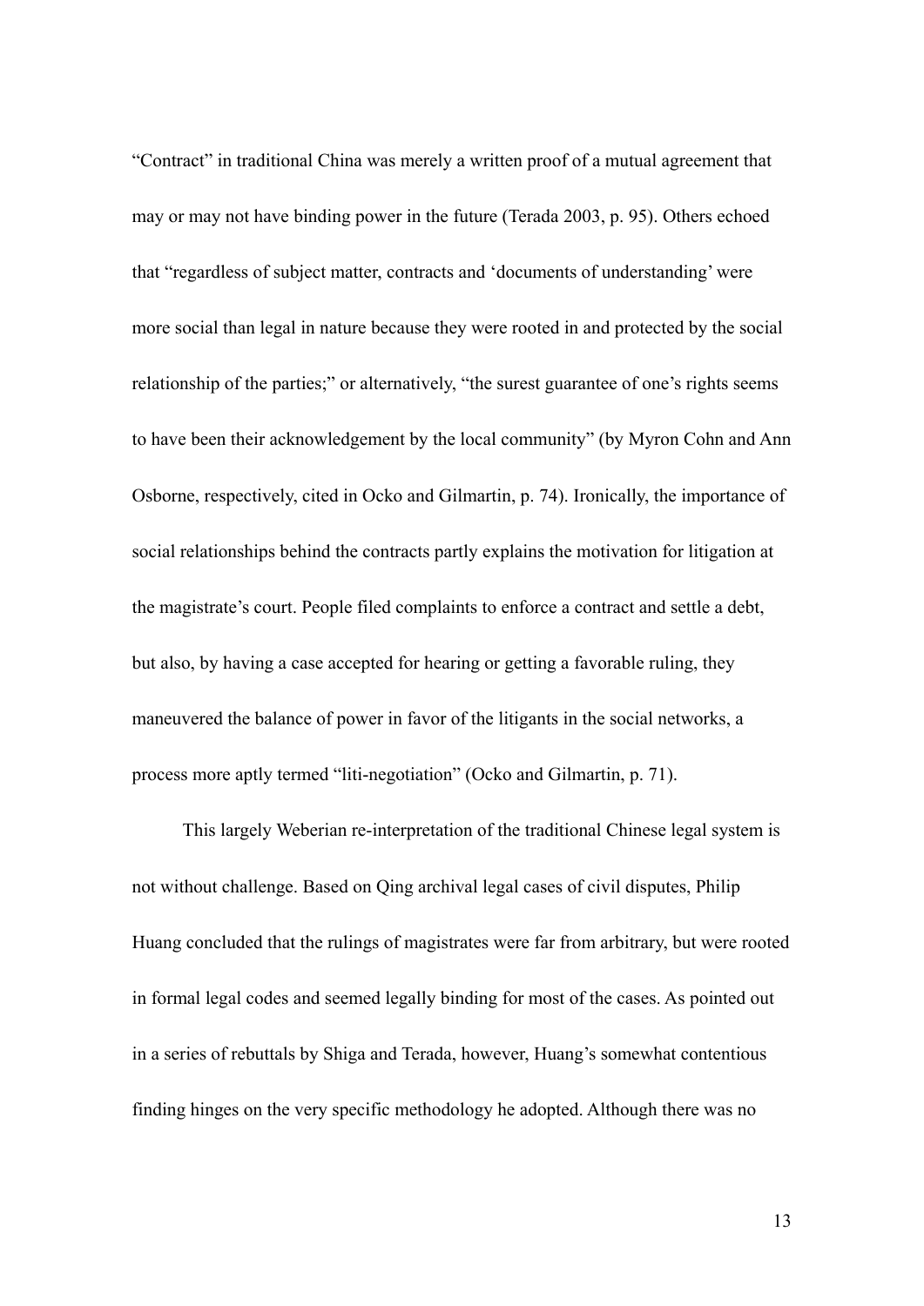"Contract" in traditional China was merely a written proof of a mutual agreement that may or may not have binding power in the future (Terada 2003, p. 95). Others echoed that "regardless of subject matter, contracts and 'documents of understanding' were more social than legal in nature because they were rooted in and protected by the social relationship of the parties;" or alternatively, "the surest guarantee of one's rights seems to have been their acknowledgement by the local community" (by Myron Cohn and Ann Osborne, respectively, cited in Ocko and Gilmartin, p. 74). Ironically, the importance of social relationships behind the contracts partly explains the motivation for litigation at the magistrate's court. People filed complaints to enforce a contract and settle a debt, but also, by having a case accepted for hearing or getting a favorable ruling, they maneuvered the balance of power in favor of the litigants in the social networks, a process more aptly termed "liti-negotiation" (Ocko and Gilmartin, p. 71).

This largely Weberian re-interpretation of the traditional Chinese legal system is not without challenge. Based on Qing archival legal cases of civil disputes, Philip Huang concluded that the rulings of magistrates were far from arbitrary, but were rooted in formal legal codes and seemed legally binding for most of the cases. As pointed out in a series of rebuttals by Shiga and Terada, however, Huang's somewhat contentious finding hinges on the very specific methodology he adopted. Although there was no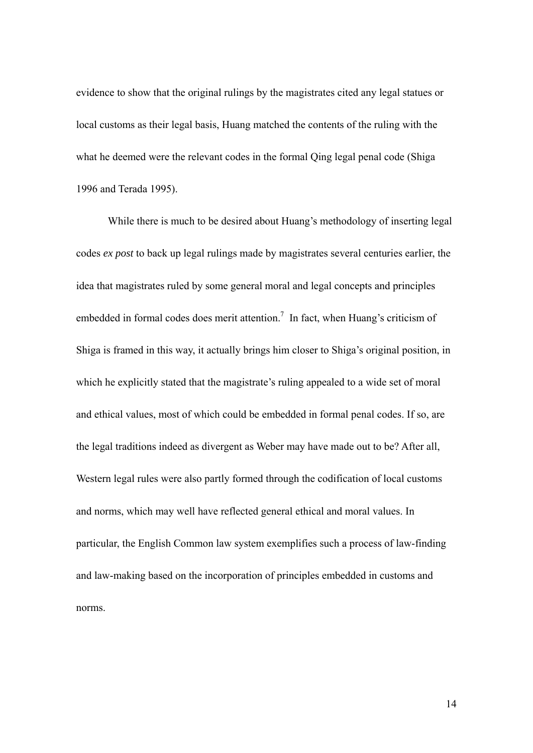evidence to show that the original rulings by the magistrates cited any legal statues or local customs as their legal basis, Huang matched the contents of the ruling with the what he deemed were the relevant codes in the formal Qing legal penal code (Shiga 1996 and Terada 1995).

While there is much to be desired about Huang's methodology of inserting legal codes *ex post* to back up legal rulings made by magistrates several centuries earlier, the idea that magistrates ruled by some general moral and legal concepts and principles embedded in formal codes does merit attention.[7] In fact, when Huang's criticism of Shiga is framed in this way, it actually brings him closer to Shiga's original position, in which he explicitly stated that the magistrate's ruling appealed to a wide set of moral and ethical values, most of which could be embedded in formal penal codes. If so, are the legal traditions indeed as divergent as Weber may have made out to be? After all, Western legal rules were also partly formed through the codification of local customs and norms, which may well have reflected general ethical and moral values. In particular, the English Common law system exemplifies such a process of law-finding and law-making based on the incorporation of principles embedded in customs and norms.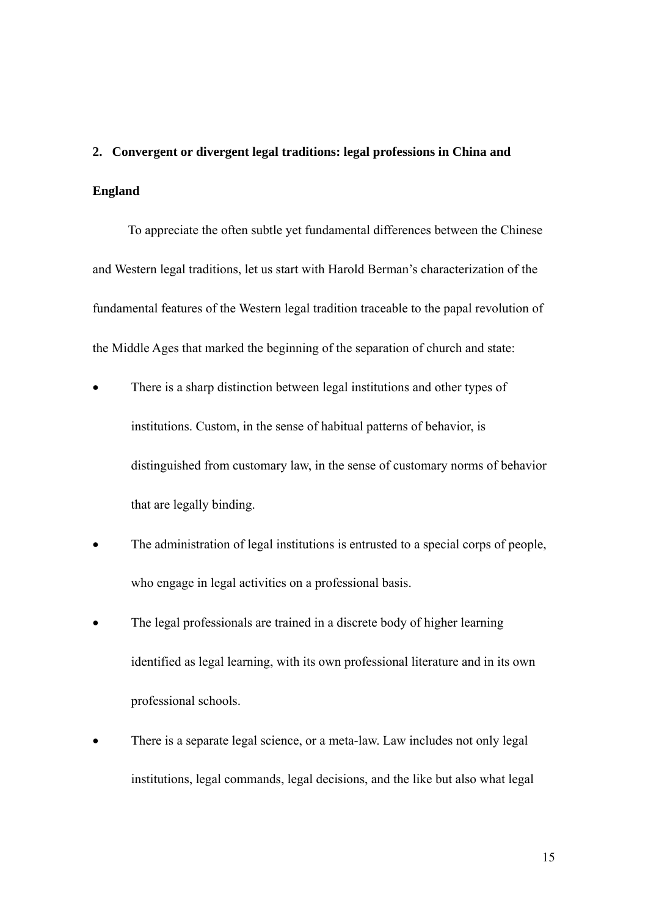## 2. Convergent or divergent legal traditions: legal professions in China and England

To appreciate the often subtle yet fundamental differences between the Chinese and Western legal traditions, let us start with Harold Berman's characterization of the fundamental features of the Western legal tradition traceable to the papal revolution of the Middle Ages that marked the beginning of the separation of church and state:

- There is a sharp distinction between legal institutions and other types of institutions. Custom, in the sense of habitual patterns of behavior, is distinguished from customary law, in the sense of customary norms of behavior that are legally binding.
- The administration of legal institutions is entrusted to a special corps of people, who engage in legal activities on a professional basis.
- The legal professionals are trained in a discrete body of higher learning identified as legal learning, with its own professional literature and in its own professional schools.
- There is a separate legal science, or a meta-law. Law includes not only legal institutions, legal commands, legal decisions, and the like but also what legal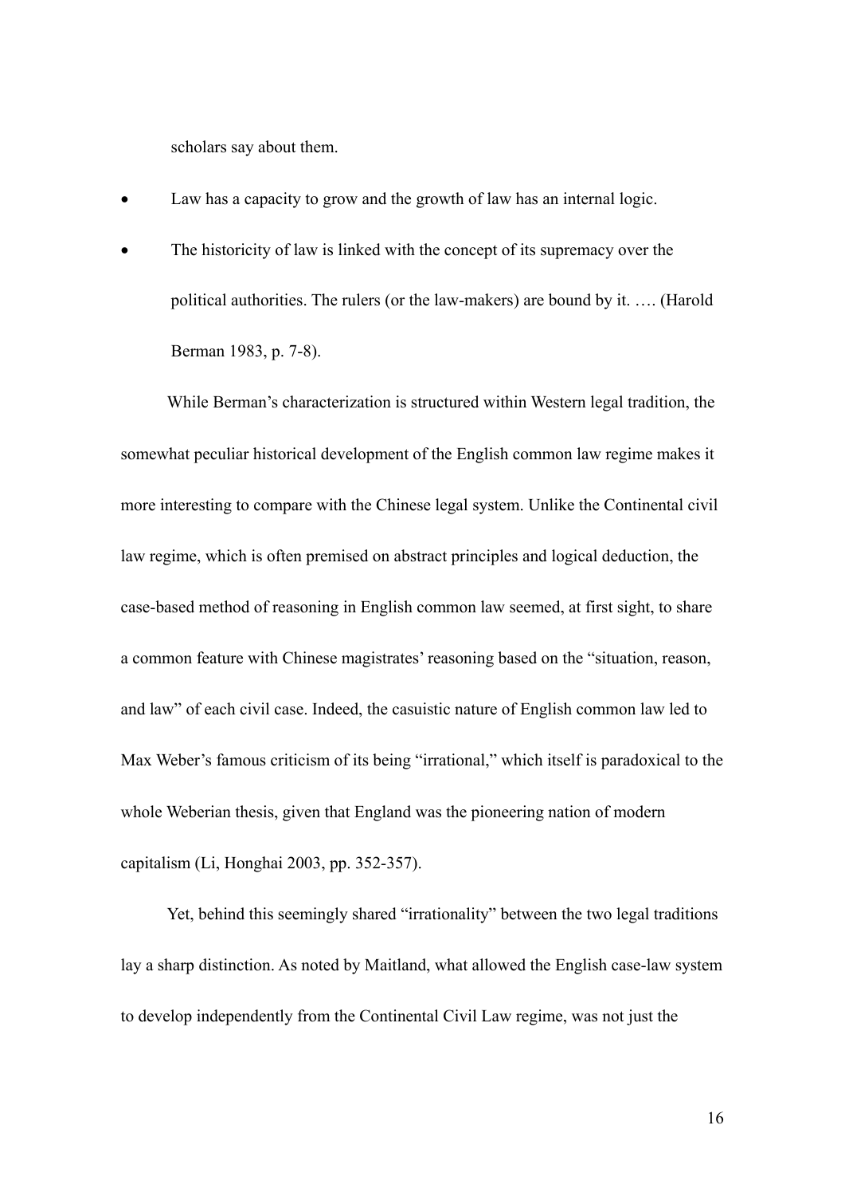scholars say about them.

- Law has a capacity to grow and the growth of law has an internal logic.
- The historicity of law is linked with the concept of its supremacy over the political authorities. The rulers (or the law-makers) are bound by it. …. (Harold Berman 1983, p. 7-8).

While Berman's characterization is structured within Western legal tradition, the somewhat peculiar historical development of the English common law regime makes it more interesting to compare with the Chinese legal system. Unlike the Continental civil law regime, which is often premised on abstract principles and logical deduction, the case-based method of reasoning in English common law seemed, at first sight, to share a common feature with Chinese magistrates' reasoning based on the "situation, reason, and law" of each civil case. Indeed, the casuistic nature of English common law led to Max Weber's famous criticism of its being "irrational," which itself is paradoxical to the whole Weberian thesis, given that England was the pioneering nation of modern capitalism (Li, Honghai 2003, pp. 352-357).

Yet, behind this seemingly shared "irrationality" between the two legal traditions lay a sharp distinction. As noted by Maitland, what allowed the English case-law system to develop independently from the Continental Civil Law regime, was not just the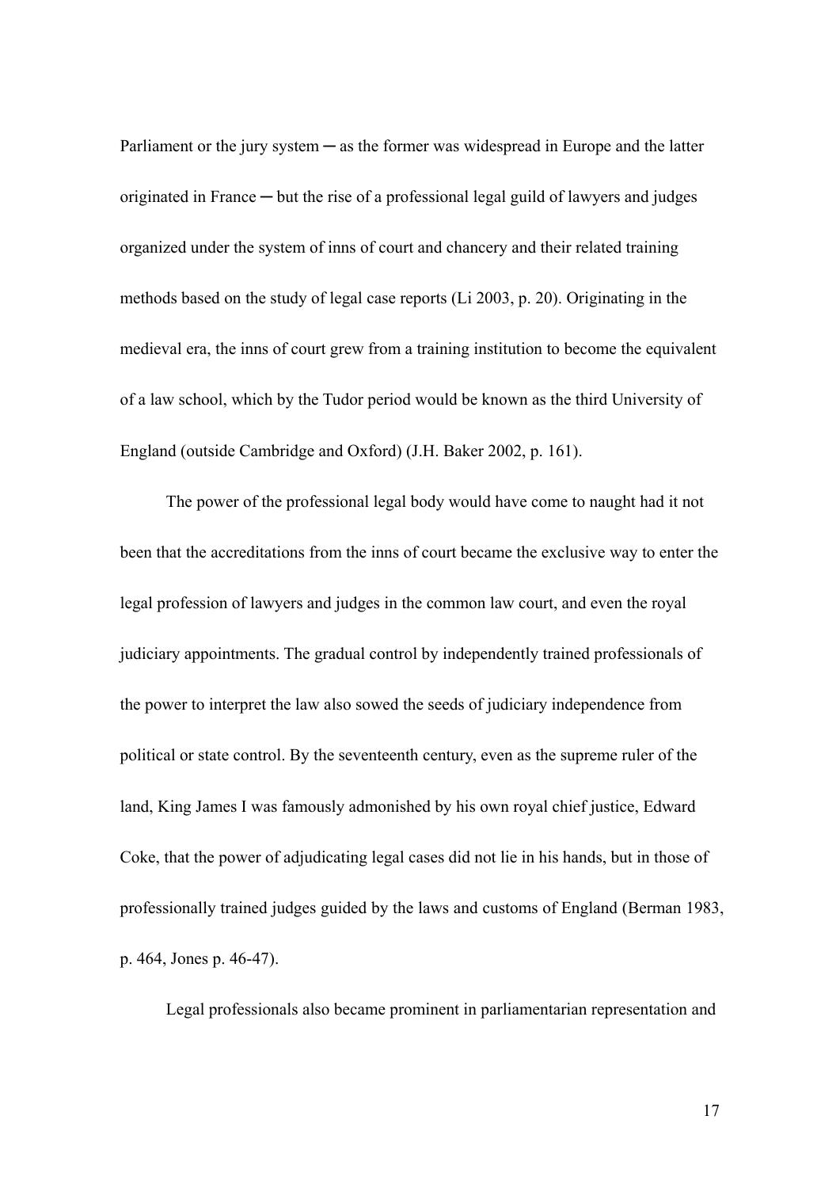Parliament or the jury system ─ as the former was widespread in Europe and the latter originated in France ─ but the rise of a professional legal guild of lawyers and judges organized under the system of inns of court and chancery and their related training methods based on the study of legal case reports (Li 2003, p. 20). Originating in the medieval era, the inns of court grew from a training institution to become the equivalent of a law school, which by the Tudor period would be known as the third University of England (outside Cambridge and Oxford) (J.H. Baker 2002, p. 161).

The power of the professional legal body would have come to naught had it not been that the accreditations from the inns of court became the exclusive way to enter the legal profession of lawyers and judges in the common law court, and even the royal judiciary appointments. The gradual control by independently trained professionals of the power to interpret the law also sowed the seeds of judiciary independence from political or state control. By the seventeenth century, even as the supreme ruler of the land, King James I was famously admonished by his own royal chief justice, Edward Coke, that the power of adjudicating legal cases did not lie in his hands, but in those of professionally trained judges guided by the laws and customs of England (Berman 1983, p. 464, Jones p. 46-47).

Legal professionals also became prominent in parliamentarian representation and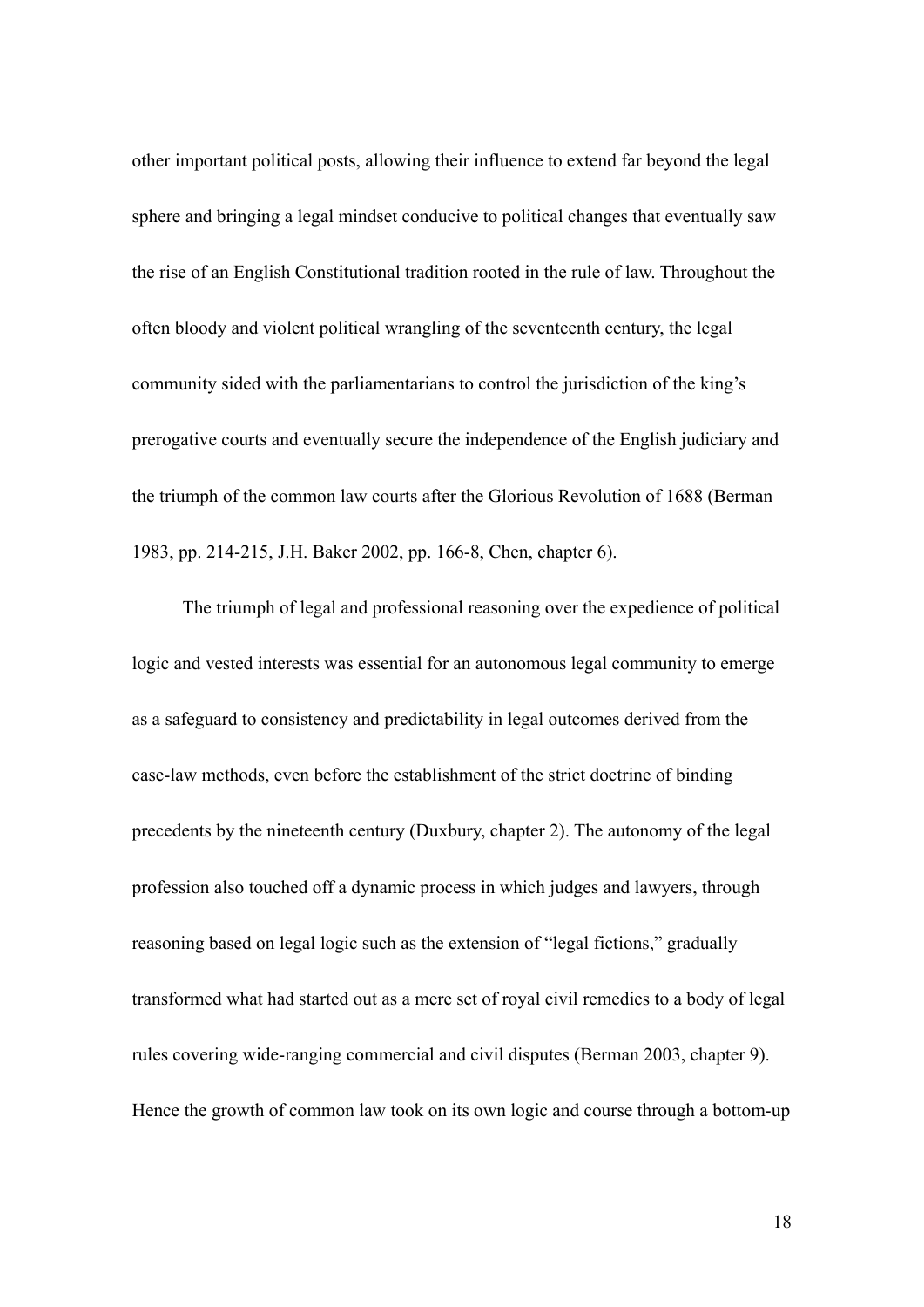other important political posts, allowing their influence to extend far beyond the legal sphere and bringing a legal mindset conducive to political changes that eventually saw the rise of an English Constitutional tradition rooted in the rule of law. Throughout the often bloody and violent political wrangling of the seventeenth century, the legal community sided with the parliamentarians to control the jurisdiction of the king's prerogative courts and eventually secure the independence of the English judiciary and the triumph of the common law courts after the Glorious Revolution of 1688 (Berman 1983, pp. 214-215, J.H. Baker 2002, pp. 166-8, Chen, chapter 6).

The triumph of legal and professional reasoning over the expedience of political logic and vested interests was essential for an autonomous legal community to emerge as a safeguard to consistency and predictability in legal outcomes derived from the case-law methods, even before the establishment of the strict doctrine of binding precedents by the nineteenth century (Duxbury, chapter 2). The autonomy of the legal profession also touched off a dynamic process in which judges and lawyers, through reasoning based on legal logic such as the extension of "legal fictions," gradually transformed what had started out as a mere set of royal civil remedies to a body of legal rules covering wide-ranging commercial and civil disputes (Berman 2003, chapter 9). Hence the growth of common law took on its own logic and course through a bottom-up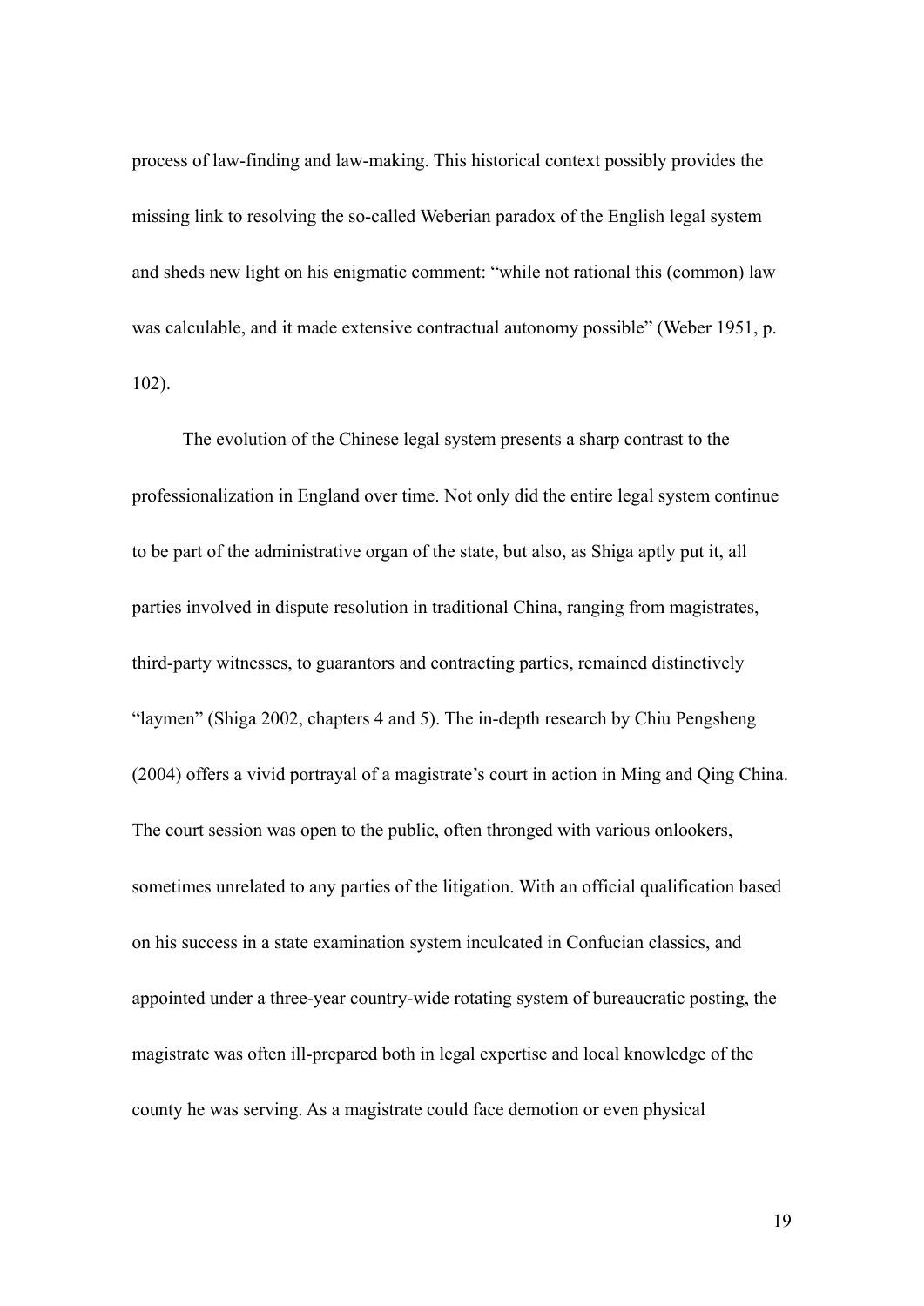process of law-finding and law-making. This historical context possibly provides the missing link to resolving the so-called Weberian paradox of the English legal system and sheds new light on his enigmatic comment: "while not rational this (common) law was calculable, and it made extensive contractual autonomy possible" (Weber 1951, p. 102).

The evolution of the Chinese legal system presents a sharp contrast to the professionalization in England over time. Not only did the entire legal system continue to be part of the administrative organ of the state, but also, as Shiga aptly put it, all parties involved in dispute resolution in traditional China, ranging from magistrates, third-party witnesses, to guarantors and contracting parties, remained distinctively "laymen" (Shiga 2002, chapters 4 and 5). The in-depth research by Chiu Pengsheng (2004) offers a vivid portrayal of a magistrate's court in action in Ming and Qing China. The court session was open to the public, often thronged with various onlookers, sometimes unrelated to any parties of the litigation. With an official qualification based on his success in a state examination system inculcated in Confucian classics, and appointed under a three-year country-wide rotating system of bureaucratic posting, the magistrate was often ill-prepared both in legal expertise and local knowledge of the county he was serving. As a magistrate could face demotion or even physical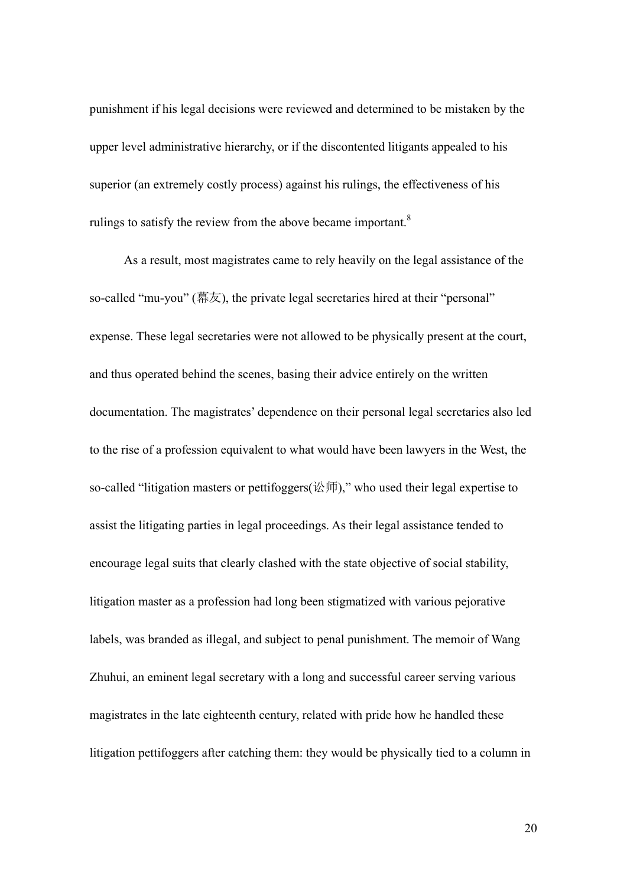punishment if his legal decisions were reviewed and determined to be mistaken by the upper level administrative hierarchy, or if the discontented litigants appealed to his superior (an extremely costly process) against his rulings, the effectiveness of his rulings to satisfy the review from the above became important.[8]

As a result, most magistrates came to rely heavily on the legal assistance of the so-called "mu-you" (幕友), the private legal secretaries hired at their "personal" expense. These legal secretaries were not allowed to be physically present at the court, and thus operated behind the scenes, basing their advice entirely on the written documentation. The magistrates' dependence on their personal legal secretaries also led to the rise of a profession equivalent to what would have been lawyers in the West, the so-called "litigation masters or pettifoggers(讼师)," who used their legal expertise to assist the litigating parties in legal proceedings. As their legal assistance tended to encourage legal suits that clearly clashed with the state objective of social stability, litigation master as a profession had long been stigmatized with various pejorative labels, was branded as illegal, and subject to penal punishment. The memoir of Wang Zhuhui, an eminent legal secretary with a long and successful career serving various magistrates in the late eighteenth century, related with pride how he handled these litigation pettifoggers after catching them: they would be physically tied to a column in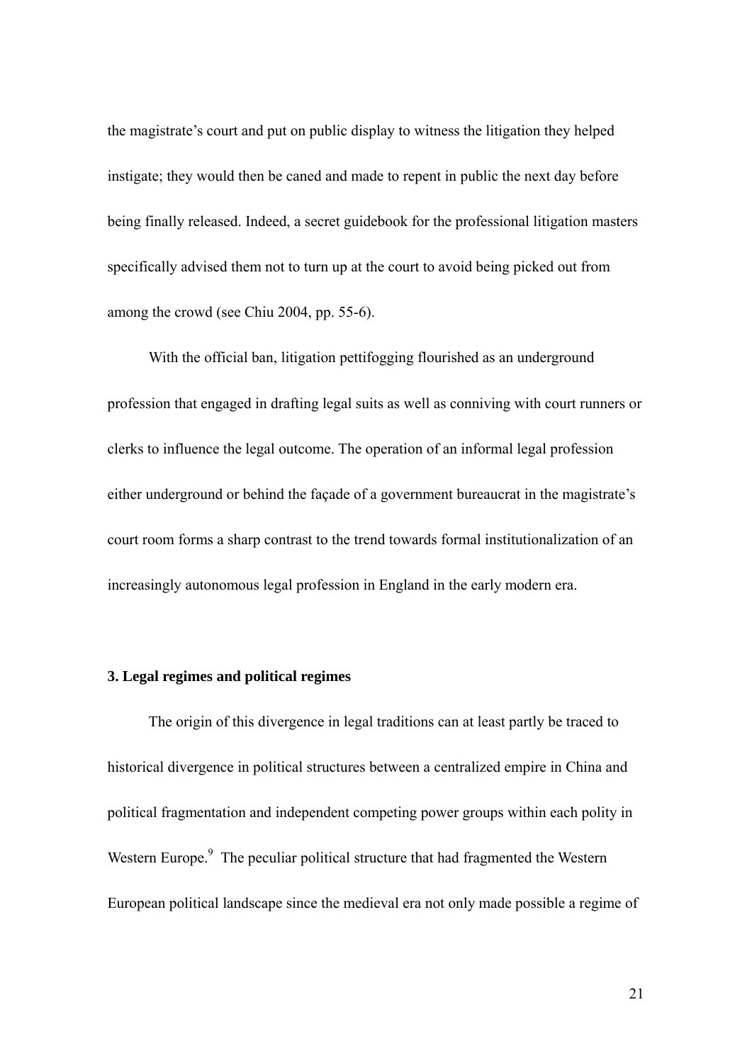the magistrate's court and put on public display to witness the litigation they helped instigate; they would then be caned and made to repent in public the next day before being finally released. Indeed, a secret guidebook for the professional litigation masters specifically advised them not to turn up at the court to avoid being picked out from among the crowd (see Chiu 2004, pp. 55-6).

With the official ban, litigation pettifogging flourished as an underground profession that engaged in drafting legal suits as well as conniving with court runners or clerks to influence the legal outcome. The operation of an informal legal profession either underground or behind the façade of a government bureaucrat in the magistrate's court room forms a sharp contrast to the trend towards formal institutionalization of an increasingly autonomous legal profession in England in the early modern era.

### 3. Legal regimes and political regimes

The origin of this divergence in legal traditions can at least partly be traced to historical divergence in political structures between a centralized empire in China and political fragmentation and independent competing power groups within each polity in Western Europe.[9] The peculiar political structure that had fragmented the Western European political landscape since the medieval era not only made possible a regime of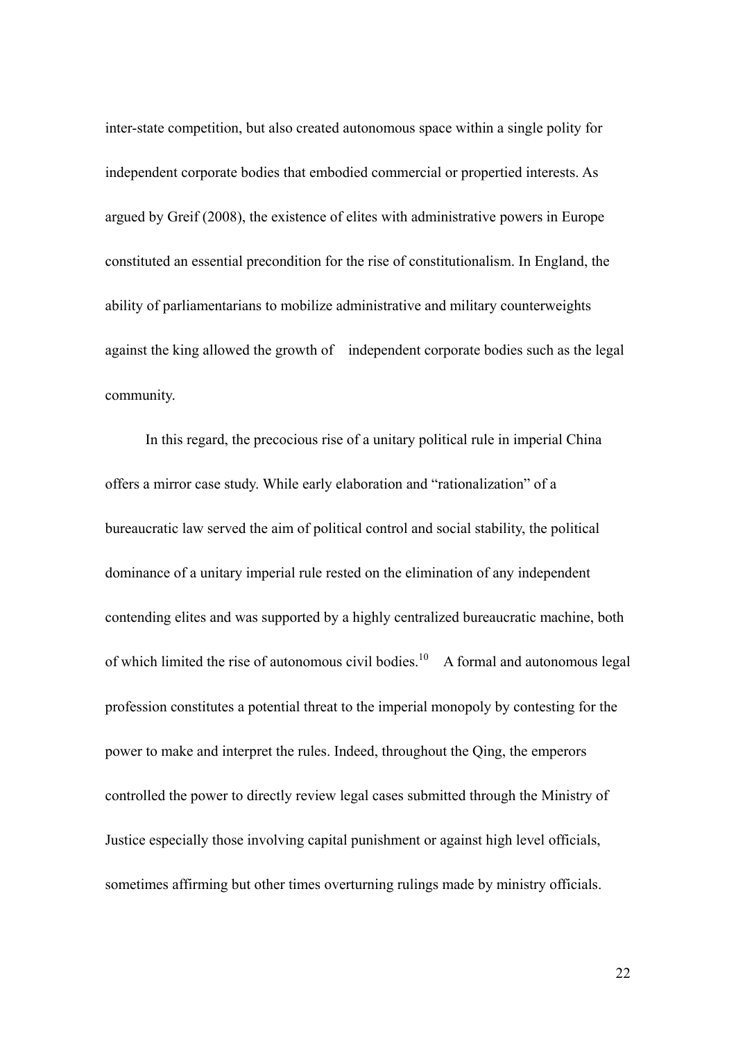inter-state competition, but also created autonomous space within a single polity for independent corporate bodies that embodied commercial or propertied interests. As argued by Greif (2008), the existence of elites with administrative powers in Europe constituted an essential precondition for the rise of constitutionalism. In England, the ability of parliamentarians to mobilize administrative and military counterweights against the king allowed the growth of independent corporate bodies such as the legal community.

In this regard, the precocious rise of a unitary political rule in imperial China offers a mirror case study. While early elaboration and "rationalization" of a bureaucratic law served the aim of political control and social stability, the political dominance of a unitary imperial rule rested on the elimination of any independent contending elites and was supported by a highly centralized bureaucratic machine, both of which limited the rise of autonomous civil bodies.[10] A formal and autonomous legal profession constitutes a potential threat to the imperial monopoly by contesting for the power to make and interpret the rules. Indeed, throughout the Qing, the emperors controlled the power to directly review legal cases submitted through the Ministry of Justice especially those involving capital punishment or against high level officials, sometimes affirming but other times overturning rulings made by ministry officials.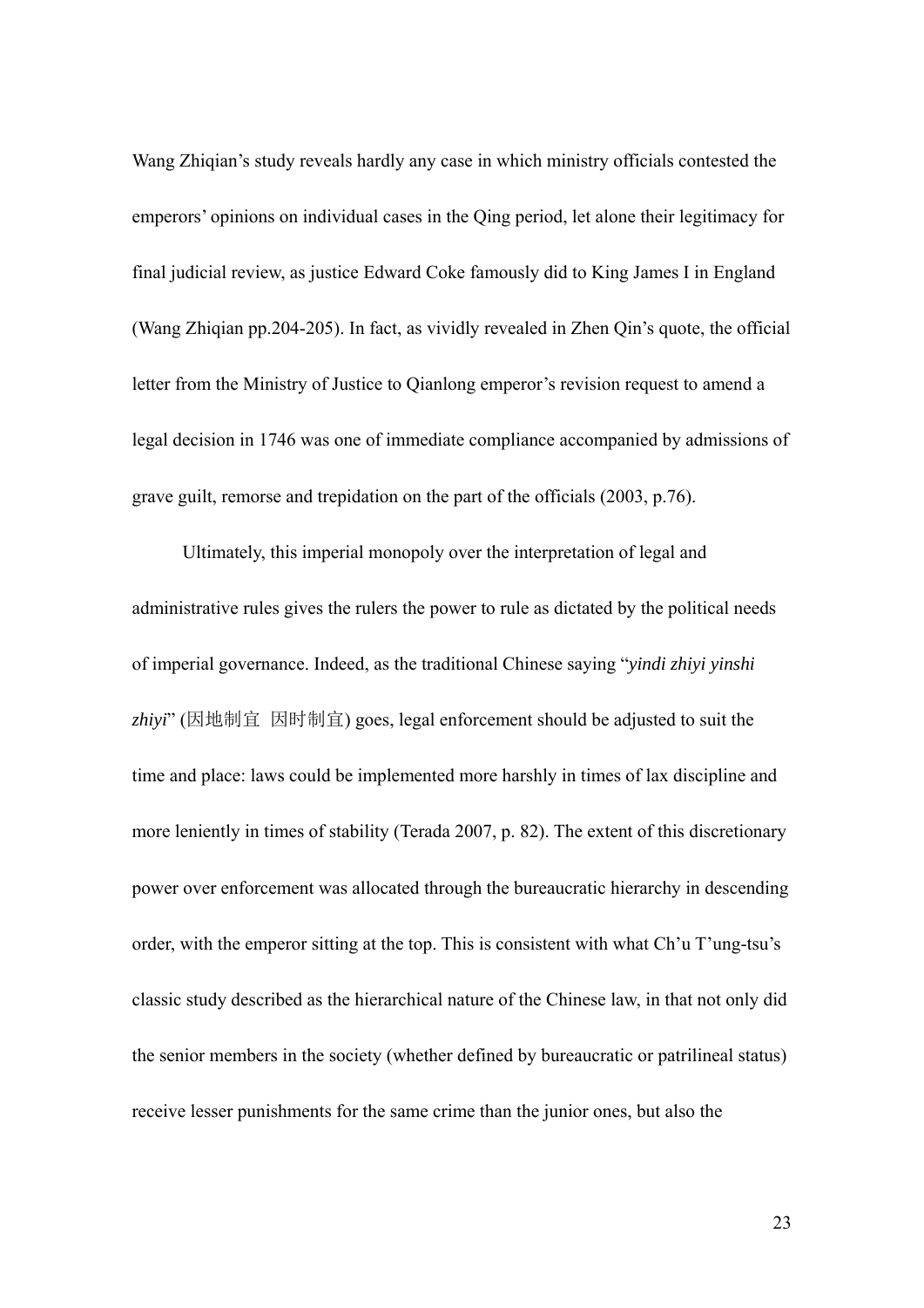Wang Zhiqian's study reveals hardly any case in which ministry officials contested the emperors' opinions on individual cases in the Qing period, let alone their legitimacy for final judicial review, as justice Edward Coke famously did to King James I in England (Wang Zhiqian pp.204-205). In fact, as vividly revealed in Zhen Qin's quote, the official letter from the Ministry of Justice to Qianlong emperor's revision request to amend a legal decision in 1746 was one of immediate compliance accompanied by admissions of grave guilt, remorse and trepidation on the part of the officials (2003, p.76).

Ultimately, this imperial monopoly over the interpretation of legal and administrative rules gives the rulers the power to rule as dictated by the political needs of imperial governance. Indeed, as the traditional Chinese saying "*yindi zhiyi yinshi zhiyi*" (因地制宜 因时制宜) goes, legal enforcement should be adjusted to suit the time and place: laws could be implemented more harshly in times of lax discipline and more leniently in times of stability (Terada 2007, p. 82). The extent of this discretionary power over enforcement was allocated through the bureaucratic hierarchy in descending order, with the emperor sitting at the top. This is consistent with what Ch'u T'ung-tsu's classic study described as the hierarchical nature of the Chinese law, in that not only did the senior members in the society (whether defined by bureaucratic or patrilineal status) receive lesser punishments for the same crime than the junior ones, but also the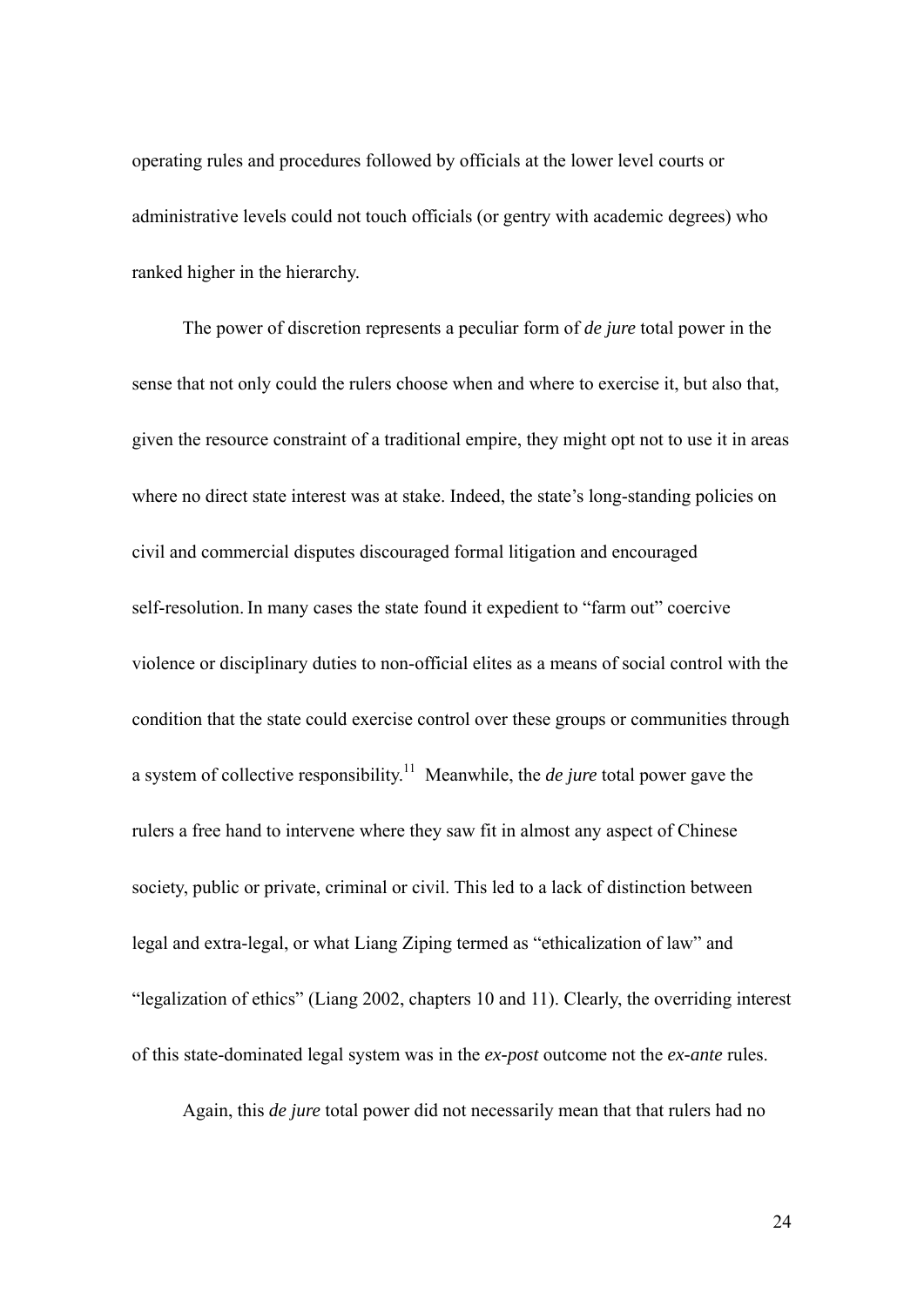operating rules and procedures followed by officials at the lower level courts or administrative levels could not touch officials (or gentry with academic degrees) who ranked higher in the hierarchy.

The power of discretion represents a peculiar form of *de jure* total power in the sense that not only could the rulers choose when and where to exercise it, but also that, given the resource constraint of a traditional empire, they might opt not to use it in areas where no direct state interest was at stake. Indeed, the state's long-standing policies on civil and commercial disputes discouraged formal litigation and encouraged self-resolution. In many cases the state found it expedient to "farm out" coercive violence or disciplinary duties to non-official elites as a means of social control with the condition that the state could exercise control over these groups or communities through a system of collective responsibility.[11] Meanwhile, the *de jure* total power gave the rulers a free hand to intervene where they saw fit in almost any aspect of Chinese society, public or private, criminal or civil. This led to a lack of distinction between legal and extra-legal, or what Liang Ziping termed as "ethicalization of law" and "legalization of ethics" (Liang 2002, chapters 10 and 11). Clearly, the overriding interest of this state-dominated legal system was in the *ex-post* outcome not the *ex-ante* rules.

Again, this *de jure* total power did not necessarily mean that that rulers had no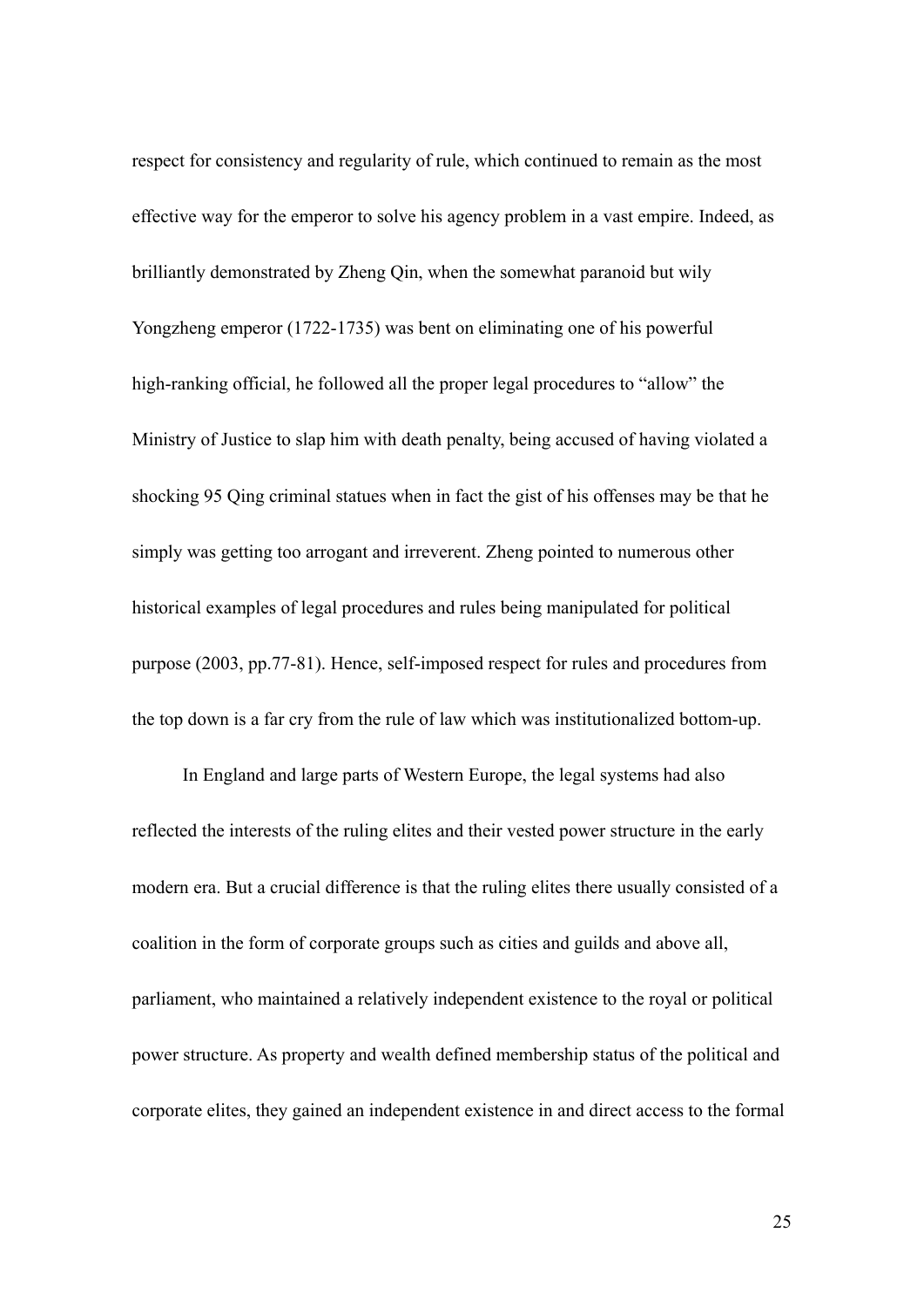respect for consistency and regularity of rule, which continued to remain as the most effective way for the emperor to solve his agency problem in a vast empire. Indeed, as brilliantly demonstrated by Zheng Qin, when the somewhat paranoid but wily Yongzheng emperor (1722-1735) was bent on eliminating one of his powerful high-ranking official, he followed all the proper legal procedures to "allow" the Ministry of Justice to slap him with death penalty, being accused of having violated a shocking 95 Qing criminal statues when in fact the gist of his offenses may be that he simply was getting too arrogant and irreverent. Zheng pointed to numerous other historical examples of legal procedures and rules being manipulated for political purpose (2003, pp.77-81). Hence, self-imposed respect for rules and procedures from the top down is a far cry from the rule of law which was institutionalized bottom-up.

In England and large parts of Western Europe, the legal systems had also reflected the interests of the ruling elites and their vested power structure in the early modern era. But a crucial difference is that the ruling elites there usually consisted of a coalition in the form of corporate groups such as cities and guilds and above all, parliament, who maintained a relatively independent existence to the royal or political power structure. As property and wealth defined membership status of the political and corporate elites, they gained an independent existence in and direct access to the formal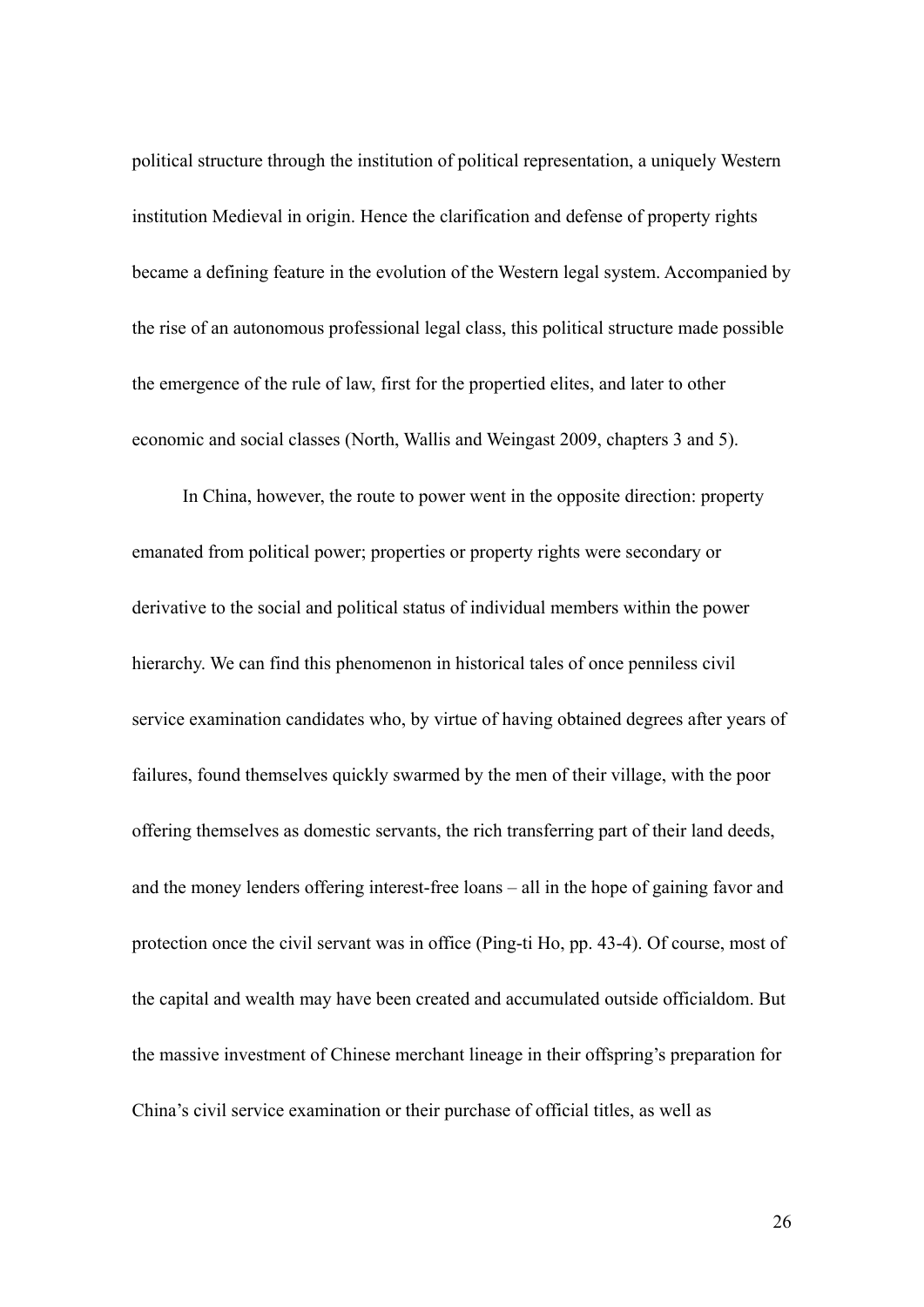political structure through the institution of political representation, a uniquely Western institution Medieval in origin. Hence the clarification and defense of property rights became a defining feature in the evolution of the Western legal system. Accompanied by the rise of an autonomous professional legal class, this political structure made possible the emergence of the rule of law, first for the propertied elites, and later to other economic and social classes (North, Wallis and Weingast 2009, chapters 3 and 5).

In China, however, the route to power went in the opposite direction: property emanated from political power; properties or property rights were secondary or derivative to the social and political status of individual members within the power hierarchy. We can find this phenomenon in historical tales of once penniless civil service examination candidates who, by virtue of having obtained degrees after years of failures, found themselves quickly swarmed by the men of their village, with the poor offering themselves as domestic servants, the rich transferring part of their land deeds, and the money lenders offering interest-free loans – all in the hope of gaining favor and protection once the civil servant was in office (Ping-ti Ho, pp. 43-4). Of course, most of the capital and wealth may have been created and accumulated outside officialdom. But the massive investment of Chinese merchant lineage in their offspring's preparation for China's civil service examination or their purchase of official titles, as well as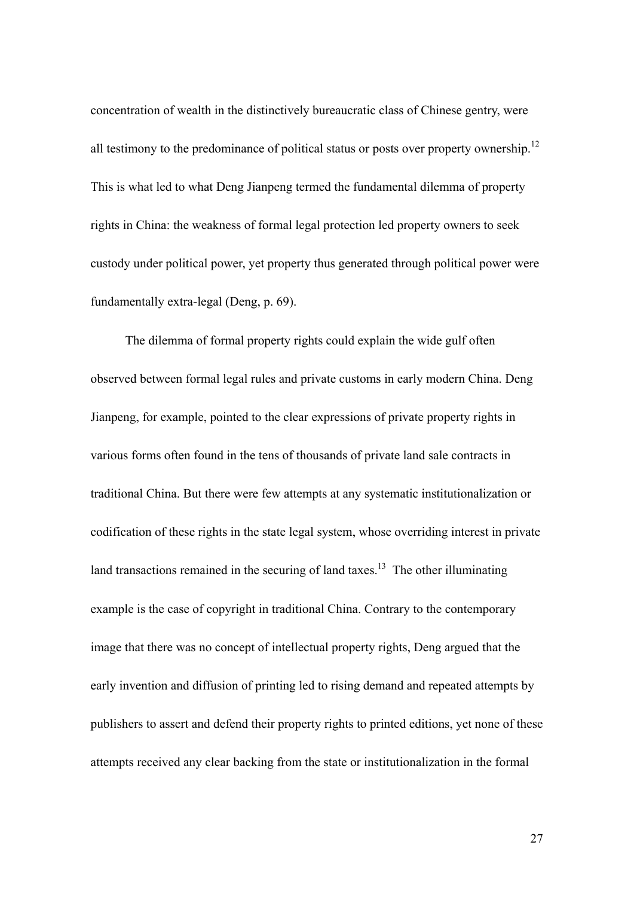concentration of wealth in the distinctively bureaucratic class of Chinese gentry, were all testimony to the predominance of political status or posts over property ownership.[12] This is what led to what Deng Jianpeng termed the fundamental dilemma of property rights in China: the weakness of formal legal protection led property owners to seek custody under political power, yet property thus generated through political power were fundamentally extra-legal (Deng, p. 69).

The dilemma of formal property rights could explain the wide gulf often observed between formal legal rules and private customs in early modern China. Deng Jianpeng, for example, pointed to the clear expressions of private property rights in various forms often found in the tens of thousands of private land sale contracts in traditional China. But there were few attempts at any systematic institutionalization or codification of these rights in the state legal system, whose overriding interest in private land transactions remained in the securing of land taxes.[13] The other illuminating example is the case of copyright in traditional China. Contrary to the contemporary image that there was no concept of intellectual property rights, Deng argued that the early invention and diffusion of printing led to rising demand and repeated attempts by publishers to assert and defend their property rights to printed editions, yet none of these attempts received any clear backing from the state or institutionalization in the formal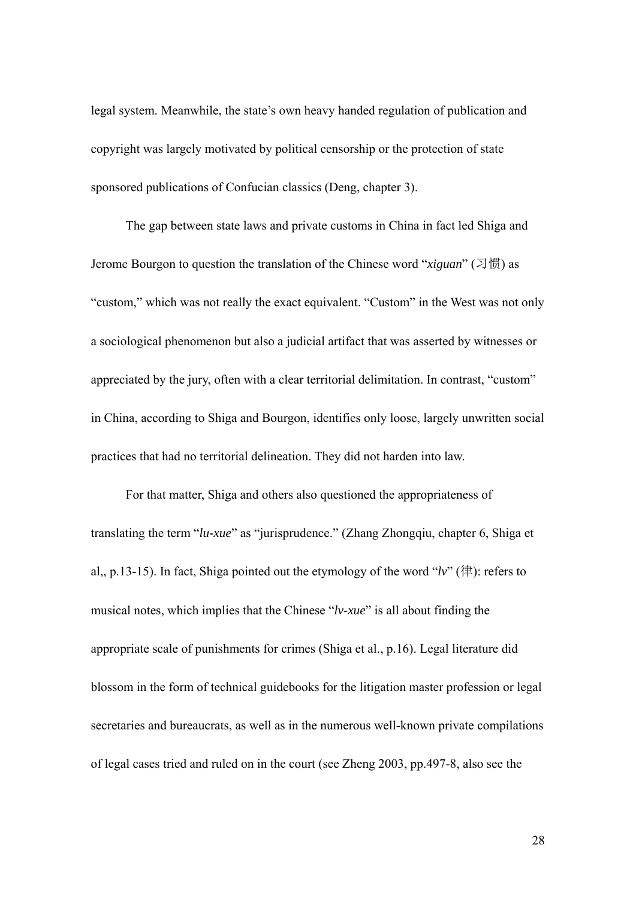legal system. Meanwhile, the state's own heavy handed regulation of publication and copyright was largely motivated by political censorship or the protection of state sponsored publications of Confucian classics (Deng, chapter 3).

The gap between state laws and private customs in China in fact led Shiga and Jerome Bourgon to question the translation of the Chinese word "*xiguan*" (习惯) as "custom," which was not really the exact equivalent. "Custom" in the West was not only a sociological phenomenon but also a judicial artifact that was asserted by witnesses or appreciated by the jury, often with a clear territorial delimitation. In contrast, "custom" in China, according to Shiga and Bourgon, identifies only loose, largely unwritten social practices that had no territorial delineation. They did not harden into law.

For that matter, Shiga and others also questioned the appropriateness of translating the term "*lu-xue*" as "jurisprudence." (Zhang Zhongqiu, chapter 6, Shiga et al,, p.13-15). In fact, Shiga pointed out the etymology of the word "*lv*" (律): refers to musical notes, which implies that the Chinese "*lv-xue*" is all about finding the appropriate scale of punishments for crimes (Shiga et al., p.16). Legal literature did blossom in the form of technical guidebooks for the litigation master profession or legal secretaries and bureaucrats, as well as in the numerous well-known private compilations of legal cases tried and ruled on in the court (see Zheng 2003, pp.497-8, also see the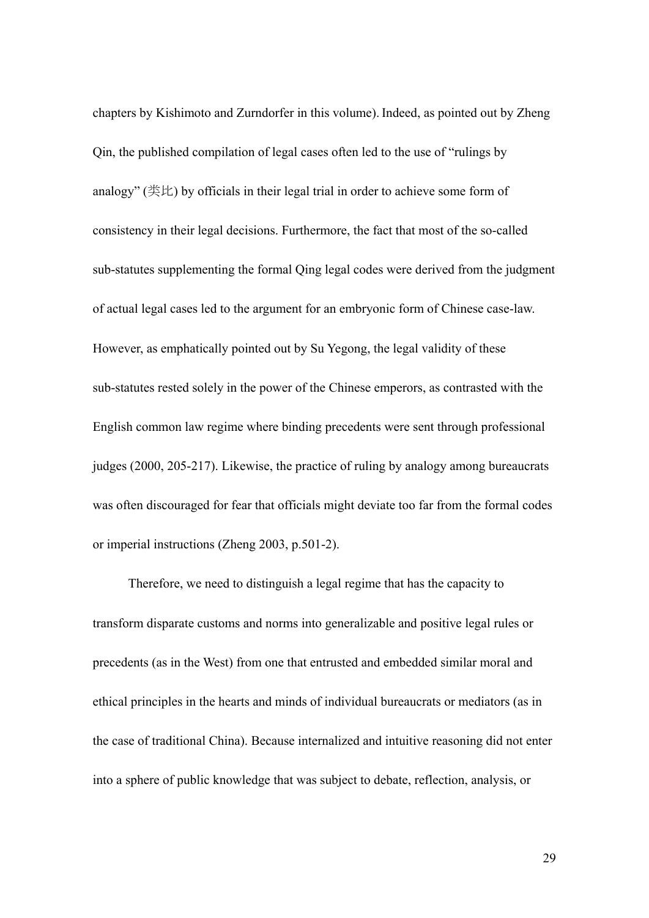chapters by Kishimoto and Zurndorfer in this volume). Indeed, as pointed out by Zheng Qin, the published compilation of legal cases often led to the use of "rulings by analogy" (类比) by officials in their legal trial in order to achieve some form of consistency in their legal decisions. Furthermore, the fact that most of the so-called sub-statutes supplementing the formal Qing legal codes were derived from the judgment of actual legal cases led to the argument for an embryonic form of Chinese case-law. However, as emphatically pointed out by Su Yegong, the legal validity of these sub-statutes rested solely in the power of the Chinese emperors, as contrasted with the English common law regime where binding precedents were sent through professional judges (2000, 205-217). Likewise, the practice of ruling by analogy among bureaucrats was often discouraged for fear that officials might deviate too far from the formal codes or imperial instructions (Zheng 2003, p.501-2).

Therefore, we need to distinguish a legal regime that has the capacity to transform disparate customs and norms into generalizable and positive legal rules or precedents (as in the West) from one that entrusted and embedded similar moral and ethical principles in the hearts and minds of individual bureaucrats or mediators (as in the case of traditional China). Because internalized and intuitive reasoning did not enter into a sphere of public knowledge that was subject to debate, reflection, analysis, or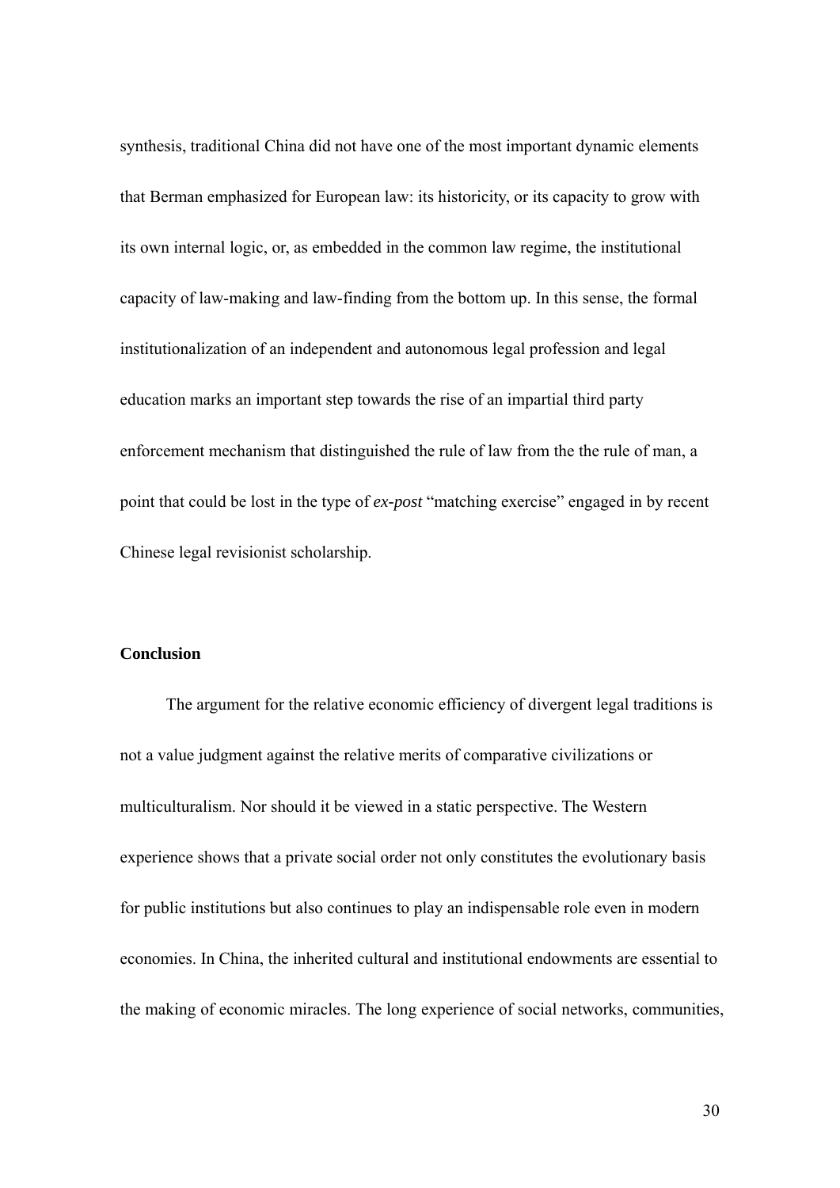synthesis, traditional China did not have one of the most important dynamic elements that Berman emphasized for European law: its historicity, or its capacity to grow with its own internal logic, or, as embedded in the common law regime, the institutional capacity of law-making and law-finding from the bottom up. In this sense, the formal institutionalization of an independent and autonomous legal profession and legal education marks an important step towards the rise of an impartial third party enforcement mechanism that distinguished the rule of law from the the rule of man, a point that could be lost in the type of *ex-post* "matching exercise" engaged in by recent Chinese legal revisionist scholarship.

## Conclusion

The argument for the relative economic efficiency of divergent legal traditions is not a value judgment against the relative merits of comparative civilizations or multiculturalism. Nor should it be viewed in a static perspective. The Western experience shows that a private social order not only constitutes the evolutionary basis for public institutions but also continues to play an indispensable role even in modern economies. In China, the inherited cultural and institutional endowments are essential to the making of economic miracles. The long experience of social networks, communities,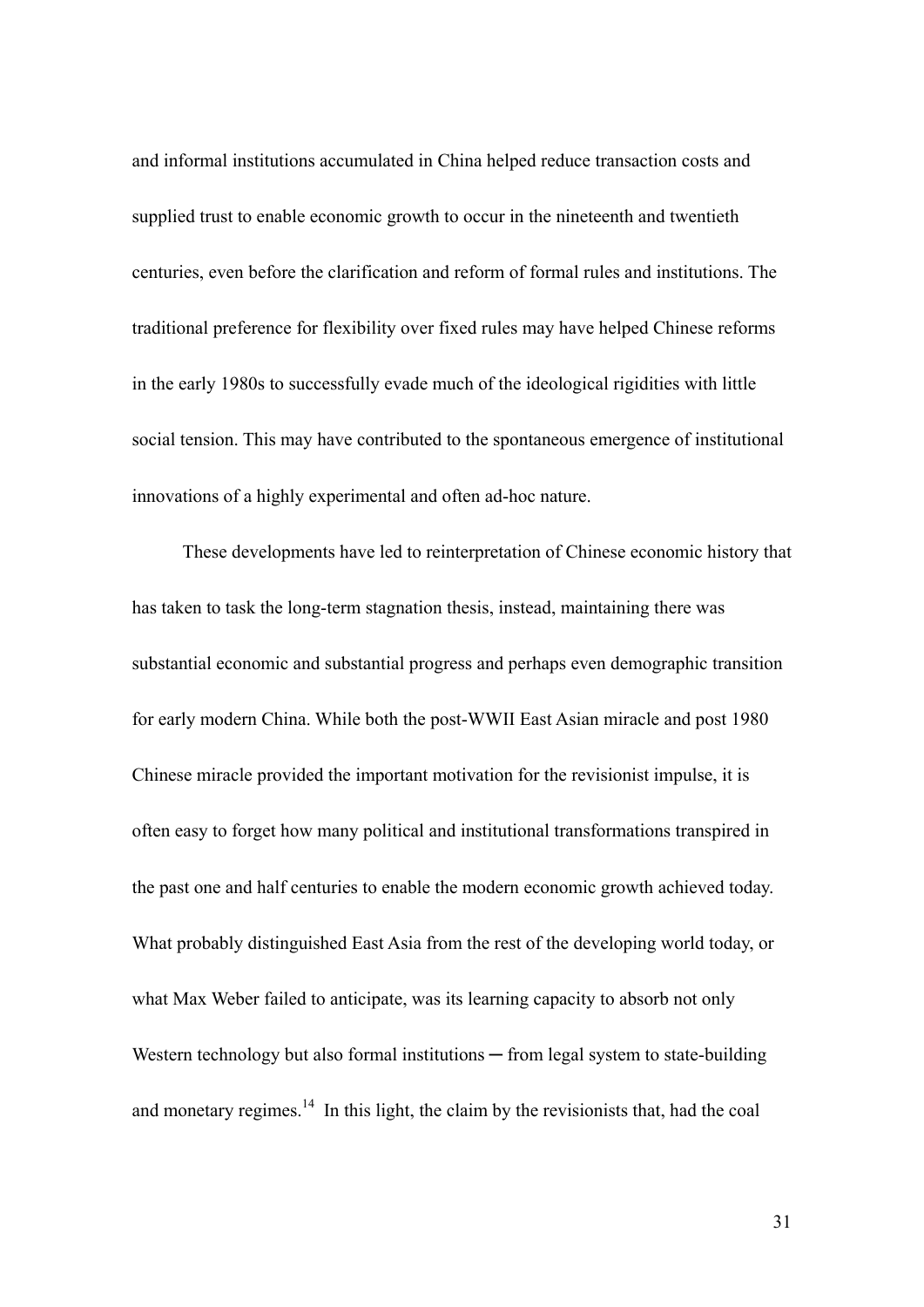and informal institutions accumulated in China helped reduce transaction costs and supplied trust to enable economic growth to occur in the nineteenth and twentieth centuries, even before the clarification and reform of formal rules and institutions. The traditional preference for flexibility over fixed rules may have helped Chinese reforms in the early 1980s to successfully evade much of the ideological rigidities with little social tension. This may have contributed to the spontaneous emergence of institutional innovations of a highly experimental and often ad-hoc nature.

These developments have led to reinterpretation of Chinese economic history that has taken to task the long-term stagnation thesis, instead, maintaining there was substantial economic and substantial progress and perhaps even demographic transition for early modern China. While both the post-WWII East Asian miracle and post 1980 Chinese miracle provided the important motivation for the revisionist impulse, it is often easy to forget how many political and institutional transformations transpired in the past one and half centuries to enable the modern economic growth achieved today. What probably distinguished East Asia from the rest of the developing world today, or what Max Weber failed to anticipate, was its learning capacity to absorb not only Western technology but also formal institutions ─ from legal system to state-building and monetary regimes.[14] In this light, the claim by the revisionists that, had the coal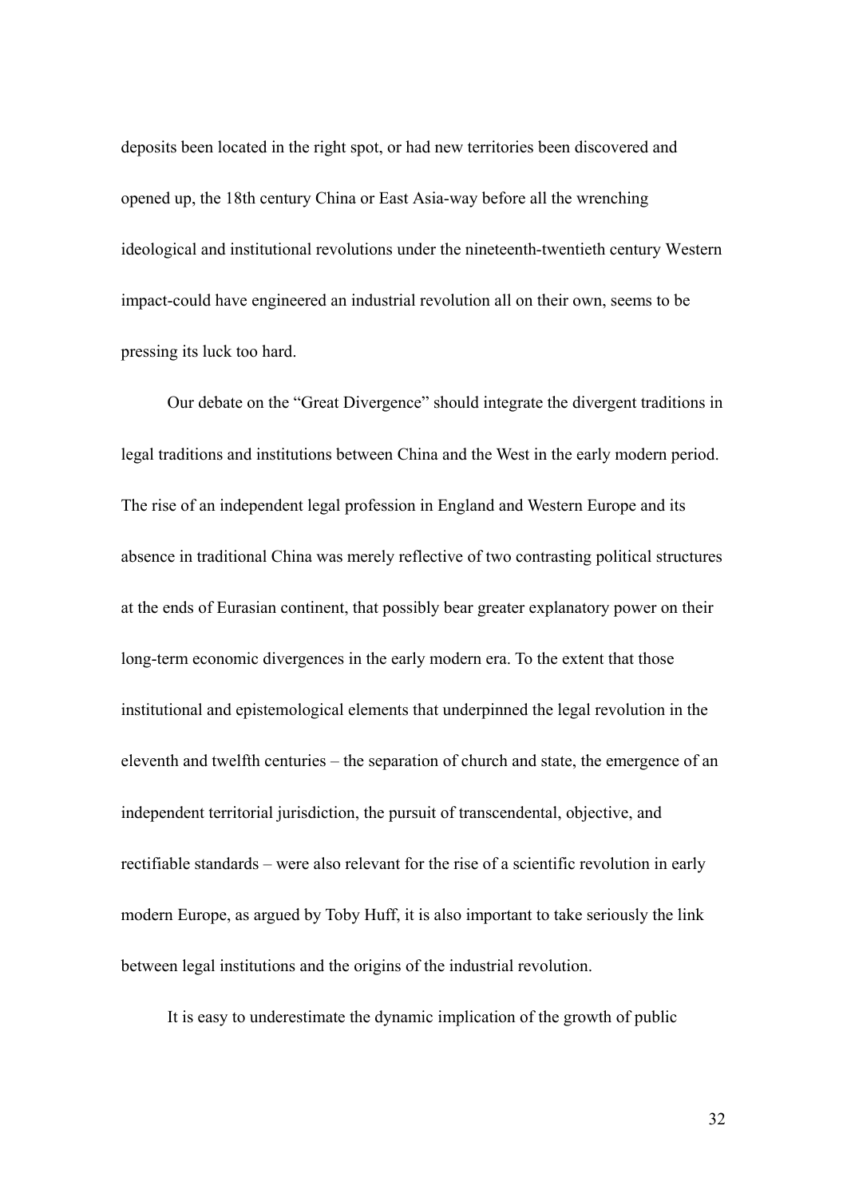deposits been located in the right spot, or had new territories been discovered and opened up, the 18th century China or East Asia-way before all the wrenching ideological and institutional revolutions under the nineteenth-twentieth century Western impact-could have engineered an industrial revolution all on their own, seems to be pressing its luck too hard.

Our debate on the "Great Divergence" should integrate the divergent traditions in legal traditions and institutions between China and the West in the early modern period. The rise of an independent legal profession in England and Western Europe and its absence in traditional China was merely reflective of two contrasting political structures at the ends of Eurasian continent, that possibly bear greater explanatory power on their long-term economic divergences in the early modern era. To the extent that those institutional and epistemological elements that underpinned the legal revolution in the eleventh and twelfth centuries – the separation of church and state, the emergence of an independent territorial jurisdiction, the pursuit of transcendental, objective, and rectifiable standards – were also relevant for the rise of a scientific revolution in early modern Europe, as argued by Toby Huff, it is also important to take seriously the link between legal institutions and the origins of the industrial revolution.

It is easy to underestimate the dynamic implication of the growth of public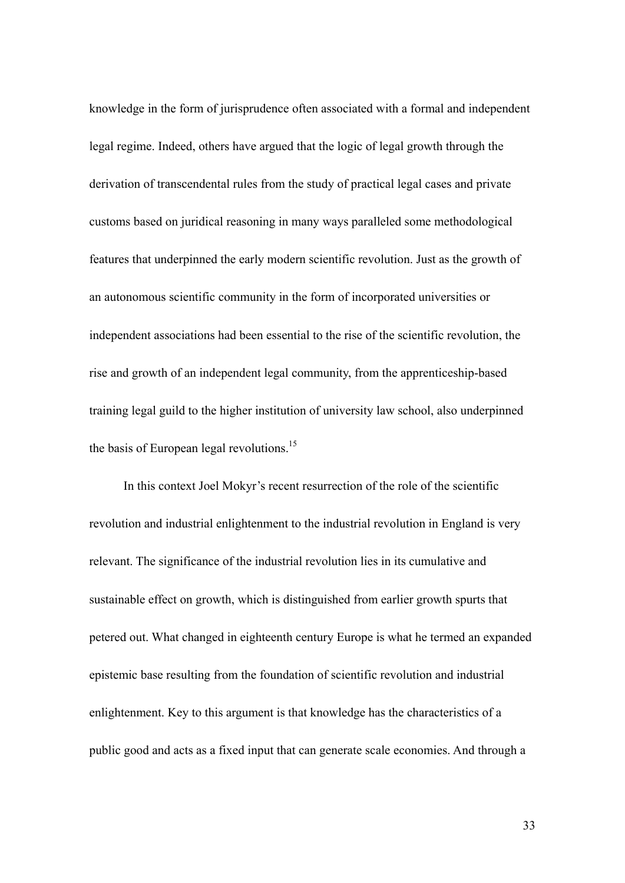knowledge in the form of jurisprudence often associated with a formal and independent legal regime. Indeed, others have argued that the logic of legal growth through the derivation of transcendental rules from the study of practical legal cases and private customs based on juridical reasoning in many ways paralleled some methodological features that underpinned the early modern scientific revolution. Just as the growth of an autonomous scientific community in the form of incorporated universities or independent associations had been essential to the rise of the scientific revolution, the rise and growth of an independent legal community, from the apprenticeship-based training legal guild to the higher institution of university law school, also underpinned the basis of European legal revolutions.[15]

In this context Joel Mokyr's recent resurrection of the role of the scientific revolution and industrial enlightenment to the industrial revolution in England is very relevant. The significance of the industrial revolution lies in its cumulative and sustainable effect on growth, which is distinguished from earlier growth spurts that petered out. What changed in eighteenth century Europe is what he termed an expanded epistemic base resulting from the foundation of scientific revolution and industrial enlightenment. Key to this argument is that knowledge has the characteristics of a public good and acts as a fixed input that can generate scale economies. And through a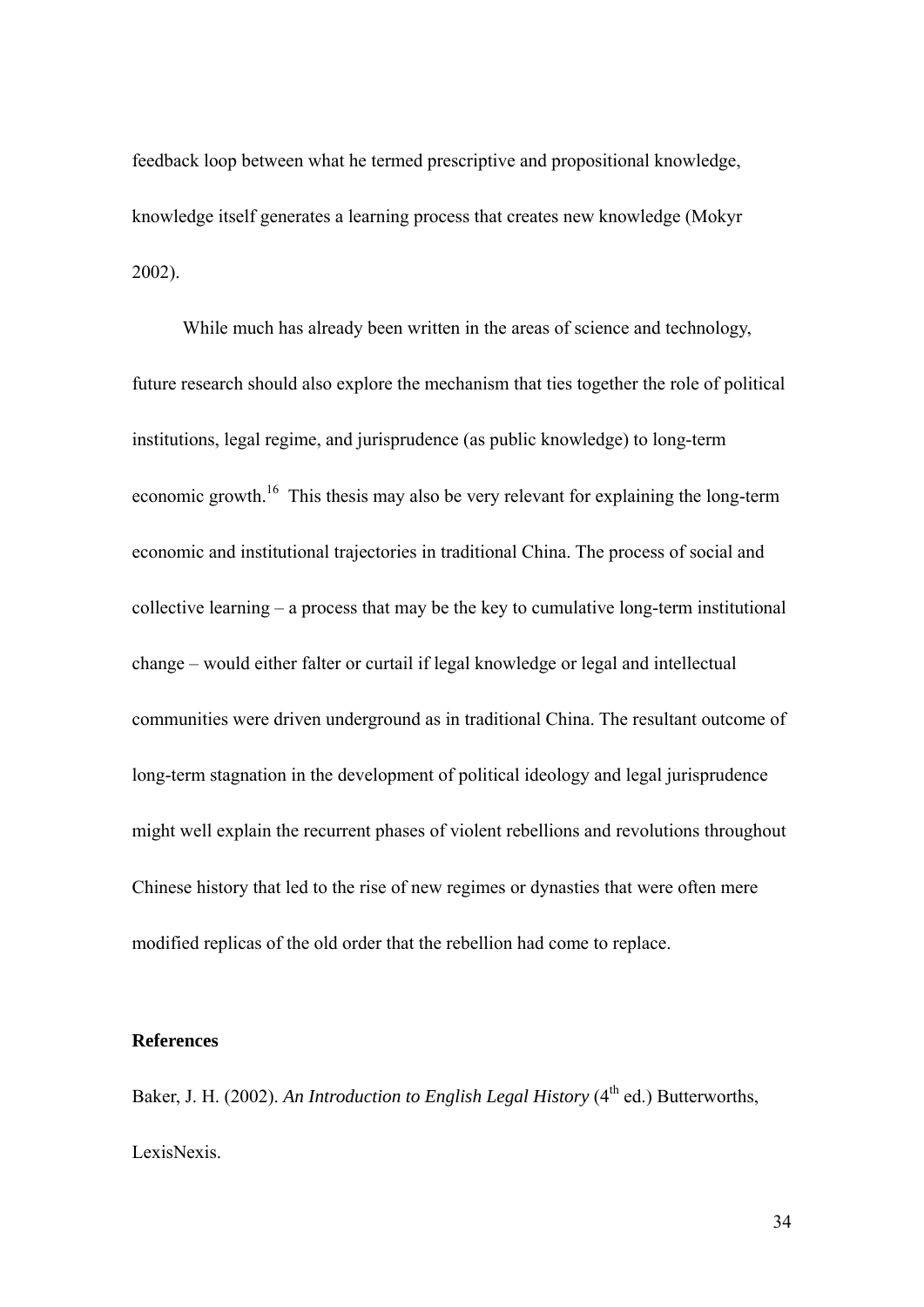feedback loop between what he termed prescriptive and propositional knowledge, knowledge itself generates a learning process that creates new knowledge (Mokyr 2002).

While much has already been written in the areas of science and technology, future research should also explore the mechanism that ties together the role of political institutions, legal regime, and jurisprudence (as public knowledge) to long-term economic growth.[16] This thesis may also be very relevant for explaining the long-term economic and institutional trajectories in traditional China. The process of social and collective learning – a process that may be the key to cumulative long-term institutional change – would either falter or curtail if legal knowledge or legal and intellectual communities were driven underground as in traditional China. The resultant outcome of long-term stagnation in the development of political ideology and legal jurisprudence might well explain the recurrent phases of violent rebellions and revolutions throughout Chinese history that led to the rise of new regimes or dynasties that were often mere modified replicas of the old order that the rebellion had come to replace.

## References

Baker, J. H. (2002). *An Introduction to English Legal History* (4th ed.) Butterworths, LexisNexis.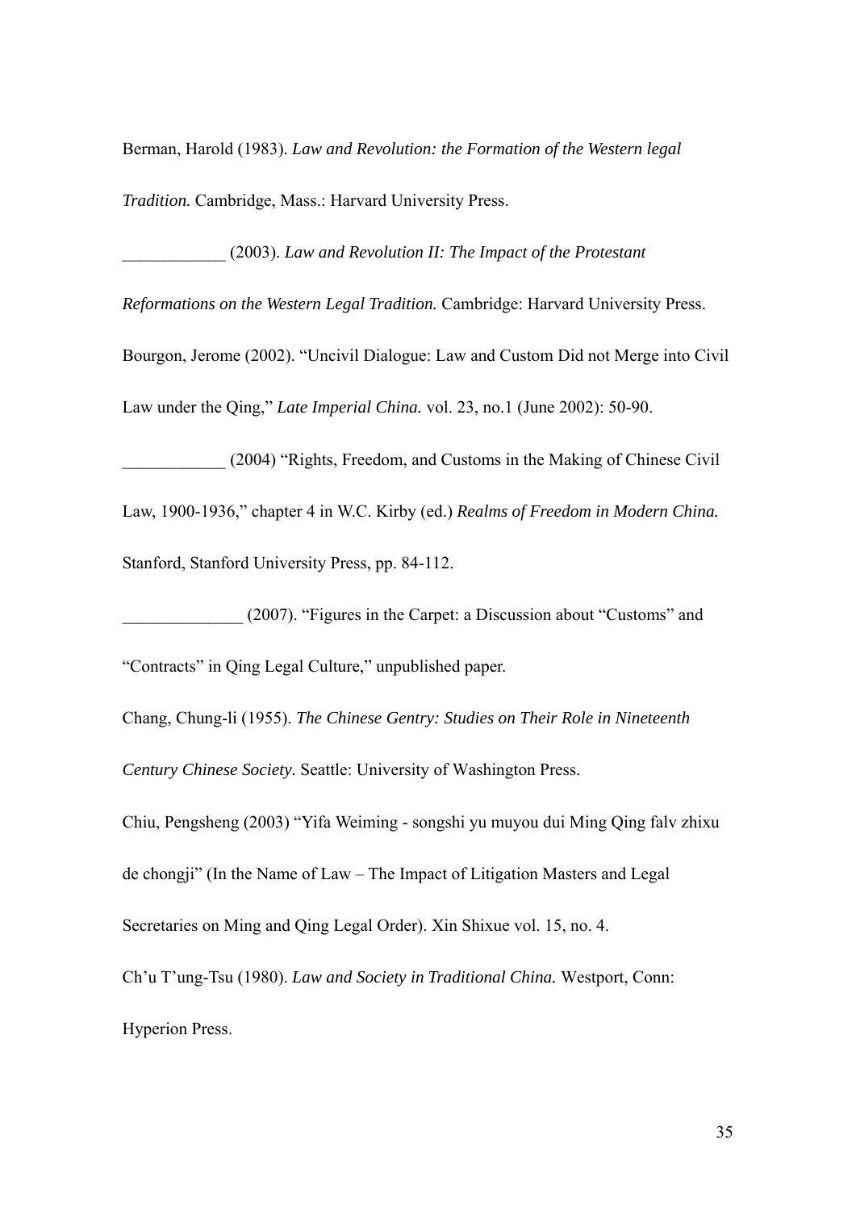Berman, Harold (1983). *Law and Revolution: the Formation of the Western legal Tradition.* Cambridge, Mass.: Harvard University Press.

____________ (2003). *Law and Revolution II: The Impact of the Protestant Reformations on the Western Legal Tradition.* Cambridge: Harvard University Press.

Bourgon, Jerome (2002). "Uncivil Dialogue: Law and Custom Did not Merge into Civil Law under the Qing," *Late Imperial China.* vol. 23, no.1 (June 2002): 50-90.

____________ (2004) "Rights, Freedom, and Customs in the Making of Chinese Civil Law, 1900-1936," chapter 4 in W.C. Kirby (ed.) *Realms of Freedom in Modern China.* Stanford, Stanford University Press, pp. 84-112.

______________ (2007). "Figures in the Carpet: a Discussion about "Customs" and "Contracts" in Qing Legal Culture," unpublished paper.

Chang, Chung-li (1955). *The Chinese Gentry: Studies on Their Role in Nineteenth Century Chinese Society.* Seattle: University of Washington Press.

Chiu, Pengsheng (2003) "Yifa Weiming - songshi yu muyou dui Ming Qing falv zhixu de chongji" (In the Name of Law – The Impact of Litigation Masters and Legal Secretaries on Ming and Qing Legal Order). Xin Shixue vol. 15, no. 4.

Ch'u T'ung-Tsu (1980). *Law and Society in Traditional China.* Westport, Conn: Hyperion Press.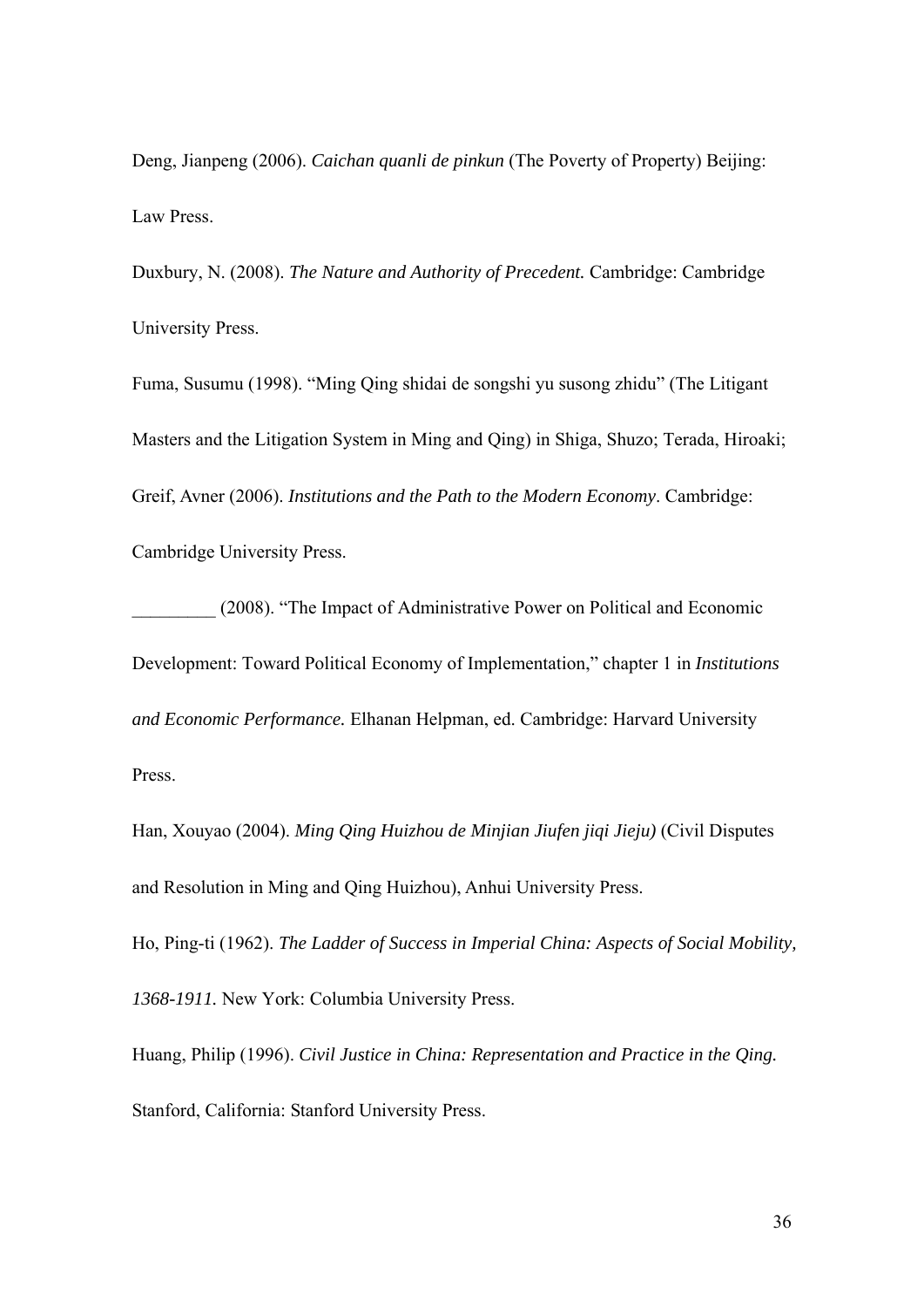Deng, Jianpeng (2006). *Caichan quanli de pinkun* (The Poverty of Property) Beijing: Law Press.

Duxbury, N. (2008). *The Nature and Authority of Precedent.* Cambridge: Cambridge University Press.

Fuma, Susumu (1998). "Ming Qing shidai de songshi yu susong zhidu" (The Litigant Masters and the Litigation System in Ming and Qing) in Shiga, Shuzo; Terada, Hiroaki;

Greif, Avner (2006). *Institutions and the Path to the Modern Economy*. Cambridge: Cambridge University Press.

_________ (2008). "The Impact of Administrative Power on Political and Economic Development: Toward Political Economy of Implementation," chapter 1 in *Institutions and Economic Performance.* Elhanan Helpman, ed. Cambridge: Harvard University Press.

Han, Xouyao (2004). *Ming Qing Huizhou de Minjian Jiufen jiqi Jieju)* (Civil Disputes and Resolution in Ming and Qing Huizhou), Anhui University Press.

Ho, Ping-ti (1962). *The Ladder of Success in Imperial China: Aspects of Social Mobility, 1368-1911.* New York: Columbia University Press.

Huang, Philip (1996). *Civil Justice in China: Representation and Practice in the Qing.* Stanford, California: Stanford University Press.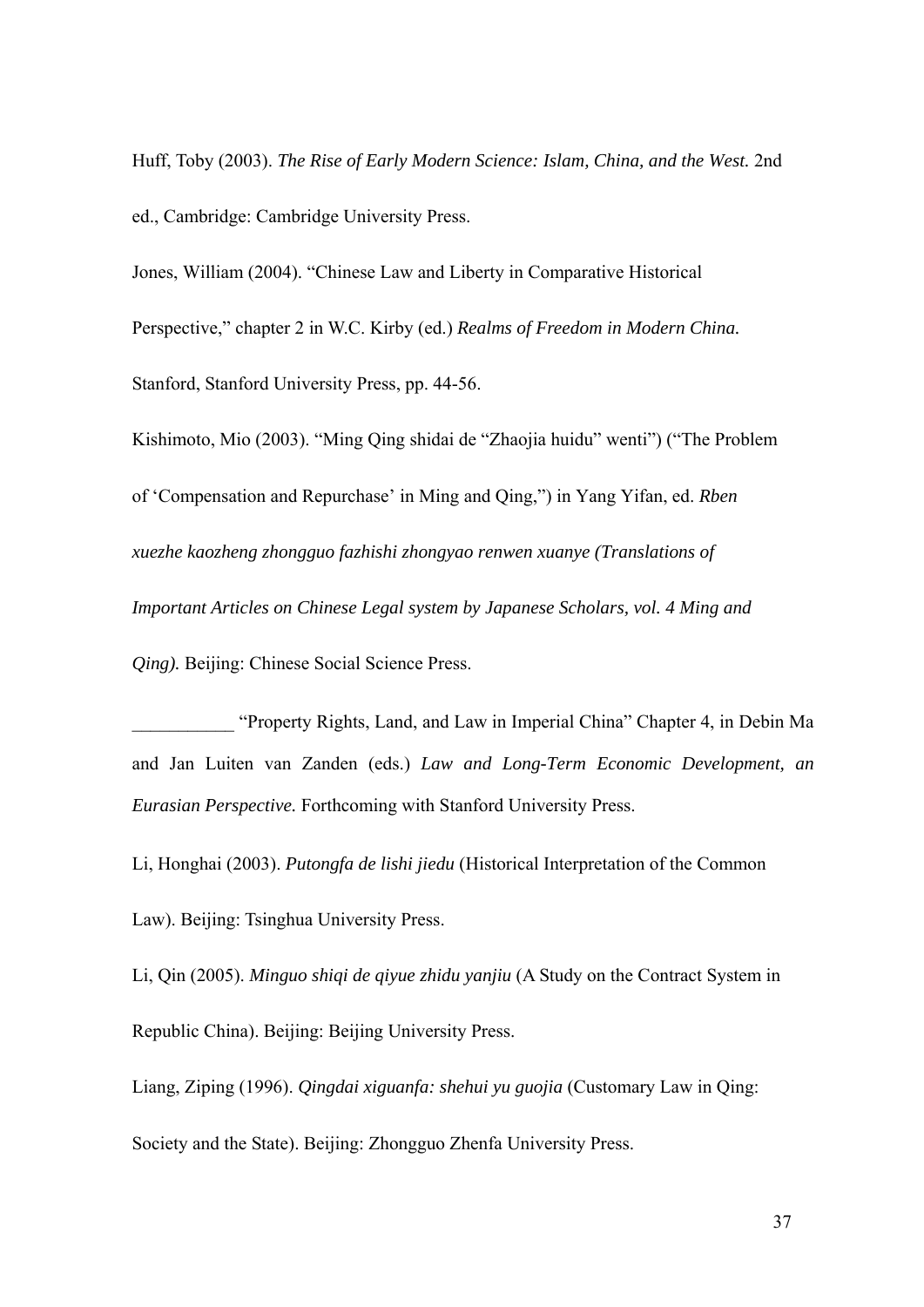Huff, Toby (2003). *The Rise of Early Modern Science: Islam, China, and the West.* 2nd ed., Cambridge: Cambridge University Press.

Jones, William (2004). "Chinese Law and Liberty in Comparative Historical Perspective," chapter 2 in W.C. Kirby (ed.) *Realms of Freedom in Modern China.* Stanford, Stanford University Press, pp. 44-56.

Kishimoto, Mio (2003). "Ming Qing shidai de "Zhaojia huidu" wenti") ("The Problem of 'Compensation and Repurchase' in Ming and Qing,") in Yang Yifan, ed. *Rben xuezhe kaozheng zhongguo fazhishi zhongyao renwen xuanye (Translations of Important Articles on Chinese Legal system by Japanese Scholars, vol. 4 Ming and Qing).* Beijing: Chinese Social Science Press.

___________ "Property Rights, Land, and Law in Imperial China" Chapter 4, in Debin Ma and Jan Luiten van Zanden (eds.) *Law and Long-Term Economic Development, an Eurasian Perspective.* Forthcoming with Stanford University Press.

Li, Honghai (2003). *Putongfa de lishi jiedu* (Historical Interpretation of the Common Law). Beijing: Tsinghua University Press.

Li, Qin (2005). *Minguo shiqi de qiyue zhidu yanjiu* (A Study on the Contract System in Republic China). Beijing: Beijing University Press.

Liang, Ziping (1996). *Qingdai xiguanfa: shehui yu guojia* (Customary Law in Qing: Society and the State). Beijing: Zhongguo Zhenfa University Press.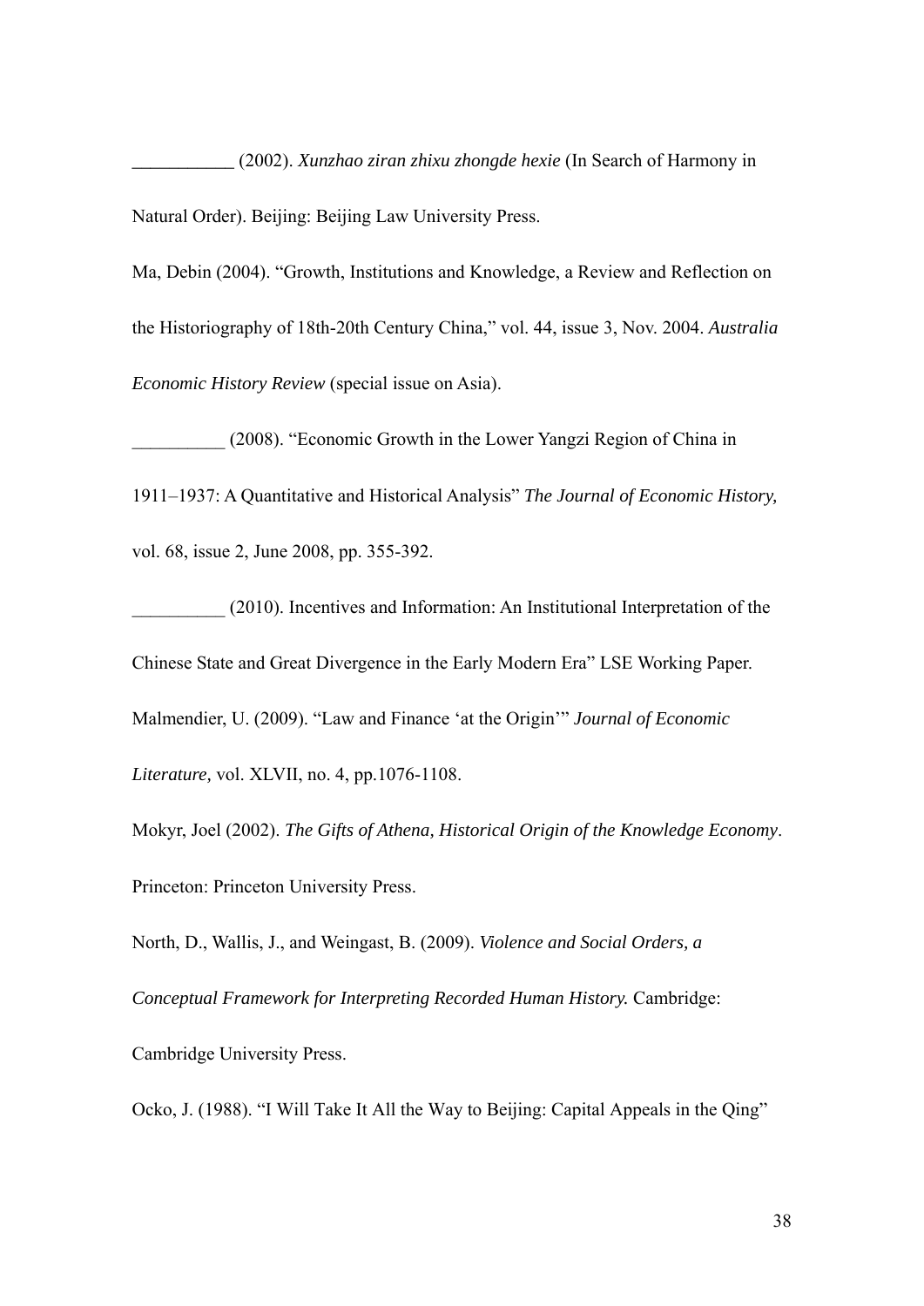___________ (2002). *Xunzhao ziran zhixu zhongde hexie* (In Search of Harmony in Natural Order). Beijing: Beijing Law University Press.

Ma, Debin (2004). "Growth, Institutions and Knowledge, a Review and Reflection on the Historiography of 18th-20th Century China," vol. 44, issue 3, Nov. 2004. *Australia Economic History Review* (special issue on Asia).

__________ (2008). "Economic Growth in the Lower Yangzi Region of China in 1911–1937: A Quantitative and Historical Analysis" *The Journal of Economic History,* vol. 68, issue 2, June 2008, pp. 355-392.

__________ (2010). Incentives and Information: An Institutional Interpretation of the Chinese State and Great Divergence in the Early Modern Era" LSE Working Paper.

Malmendier, U. (2009). "Law and Finance 'at the Origin'" *Journal of Economic Literature,* vol. XLVII, no. 4, pp.1076-1108.

Mokyr, Joel (2002). *The Gifts of Athena, Historical Origin of the Knowledge Economy*. Princeton: Princeton University Press.

North, D., Wallis, J., and Weingast, B. (2009). *Violence and Social Orders, a Conceptual Framework for Interpreting Recorded Human History.* Cambridge: Cambridge University Press.

Ocko, J. (1988). "I Will Take It All the Way to Beijing: Capital Appeals in the Qing"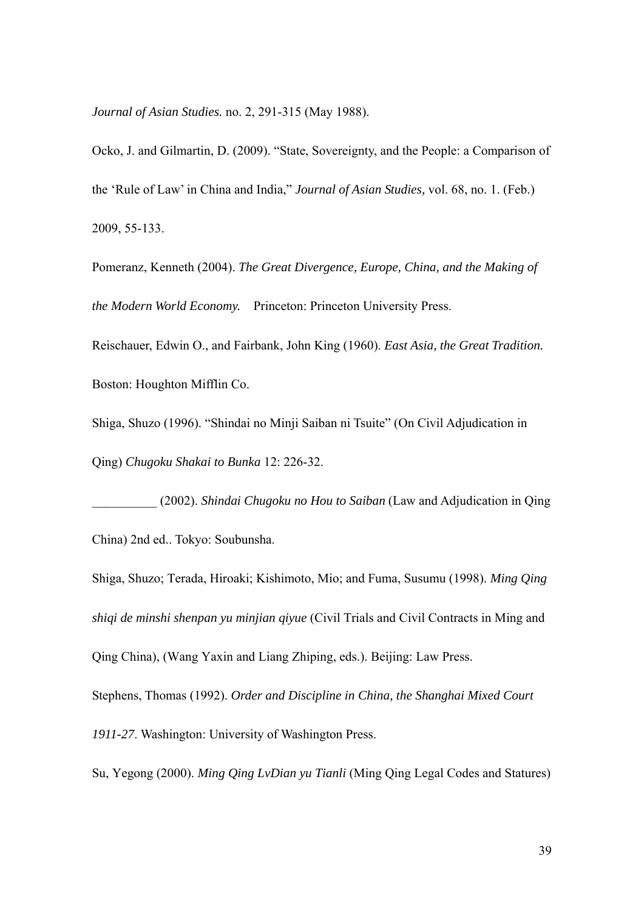*Journal of Asian Studies.* no. 2, 291-315 (May 1988).

Ocko, J. and Gilmartin, D. (2009). "State, Sovereignty, and the People: a Comparison of the 'Rule of Law' in China and India," *Journal of Asian Studies,* vol. 68, no. 1. (Feb.) 2009, 55-133.

Pomeranz, Kenneth (2004). *The Great Divergence, Europe, China, and the Making of the Modern World Economy.* Princeton: Princeton University Press.

Reischauer, Edwin O., and Fairbank, John King (1960). *East Asia, the Great Tradition.* Boston: Houghton Mifflin Co.

Shiga, Shuzo (1996). "Shindai no Minji Saiban ni Tsuite" (On Civil Adjudication in Qing) *Chugoku Shakai to Bunka* 12: 226-32.

__________ (2002). *Shindai Chugoku no Hou to Saiban* (Law and Adjudication in Qing China) 2nd ed.. Tokyo: Soubunsha.

Shiga, Shuzo; Terada, Hiroaki; Kishimoto, Mio; and Fuma, Susumu (1998). *Ming Qing shiqi de minshi shenpan yu minjian qiyue* (Civil Trials and Civil Contracts in Ming and Qing China), (Wang Yaxin and Liang Zhiping, eds.). Beijing: Law Press.

Stephens, Thomas (1992). *Order and Discipline in China, the Shanghai Mixed Court 1911-27*. Washington: University of Washington Press.

Su, Yegong (2000). *Ming Qing LvDian yu Tianli* (Ming Qing Legal Codes and Statures)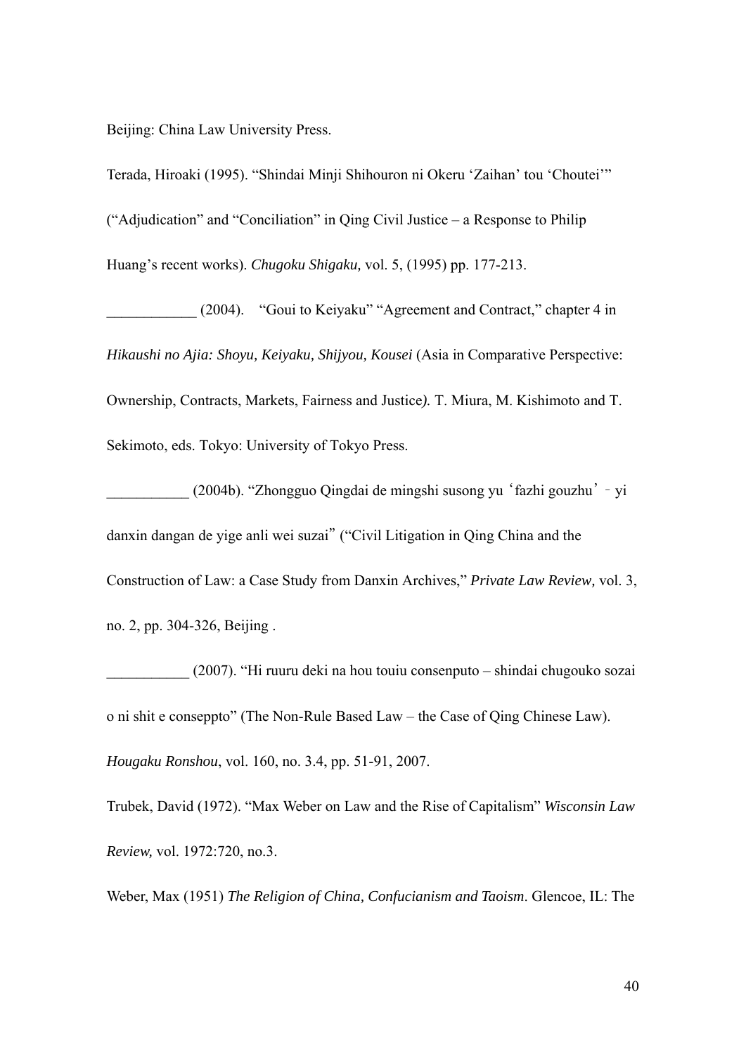Beijing: China Law University Press.

Terada, Hiroaki (1995). "Shindai Minji Shihouron ni Okeru 'Zaihan' tou 'Choutei'" ("Adjudication" and "Conciliation" in Qing Civil Justice – a Response to Philip Huang's recent works). *Chugoku Shigaku,* vol. 5, (1995) pp. 177-213.

____________ (2004). "Goui to Keiyaku" "Agreement and Contract," chapter 4 in *Hikaushi no Ajia: Shoyu, Keiyaku, Shijyou, Kousei* (Asia in Comparative Perspective: Ownership, Contracts, Markets, Fairness and Justice*).* T. Miura, M. Kishimoto and T. Sekimoto, eds. Tokyo: University of Tokyo Press.

___________ (2004b). "Zhongguo Qingdai de mingshi susong yu 'fazhi gouzhu' - yi danxin dangan de yige anli wei suzai" ("Civil Litigation in Qing China and the Construction of Law: a Case Study from Danxin Archives," *Private Law Review,* vol. 3, no. 2, pp. 304-326, Beijing .

___________ (2007). "Hi ruuru deki na hou touiu consenputo – shindai chugouko sozai o ni shit e conseppto" (The Non-Rule Based Law – the Case of Qing Chinese Law). *Hougaku Ronshou*, vol. 160, no. 3.4, pp. 51-91, 2007.

Trubek, David (1972). "Max Weber on Law and the Rise of Capitalism" *Wisconsin Law Review,* vol. 1972:720, no.3.

Weber, Max (1951) *The Religion of China, Confucianism and Taoism*. Glencoe, IL: The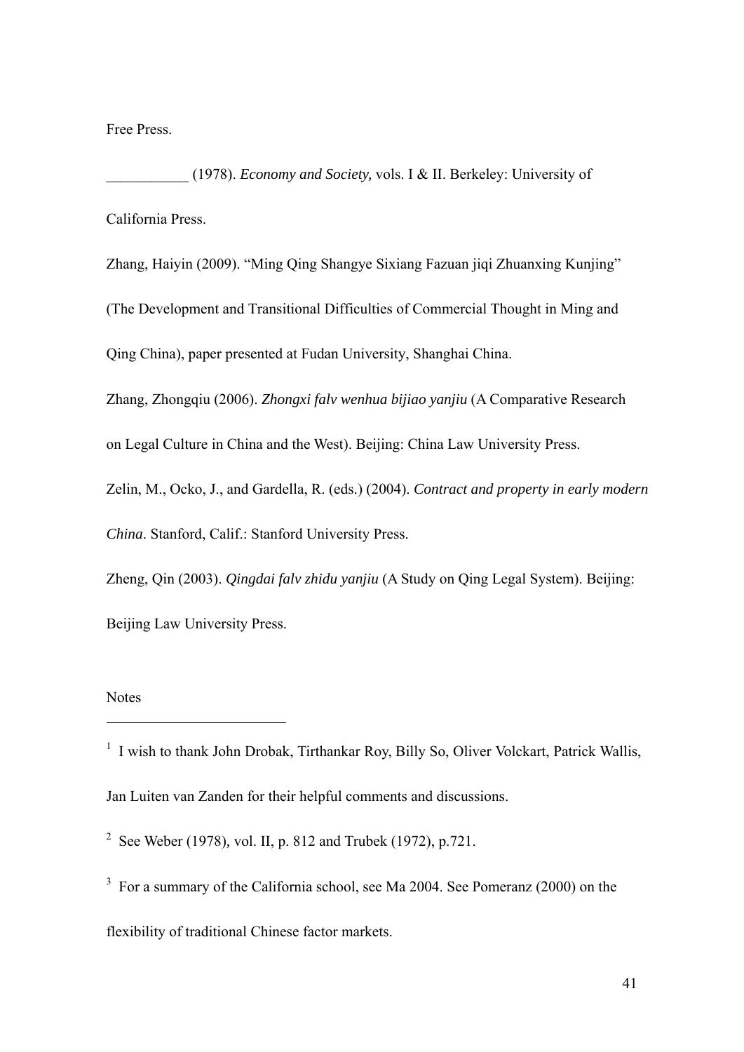Free Press.

___________ (1978). *Economy and Society,* vols. I & II. Berkeley: University of California Press.

Zhang, Haiyin (2009). “Ming Qing Shangye Sixiang Fazuan jiqi Zhuanxing Kunjing” (The Development and Transitional Difficulties of Commercial Thought in Ming and Qing China), paper presented at Fudan University, Shanghai China.

Zhang, Zhongqiu (2006). *Zhongxi falv wenhua bijiao yanjiu* (A Comparative Research on Legal Culture in China and the West). Beijing: China Law University Press.

Zelin, M., Ocko, J., and Gardella, R. (eds.) (2004). *Contract and property in early modern China*. Stanford, Calif.: Stanford University Press.

Zheng, Qin (2003). *Qingdai falv zhidu yanjiu* (A Study on Qing Legal System). Beijing: Beijing Law University Press.

Notes

[1] I wish to thank John Drobak, Tirthankar Roy, Billy So, Oliver Volckart, Patrick Wallis, Jan Luiten van Zanden for their helpful comments and discussions.

[2] See Weber (1978), vol. II, p. 812 and Trubek (1972), p.721.

[3] For a summary of the California school, see Ma 2004. See Pomeranz (2000) on the flexibility of traditional Chinese factor markets.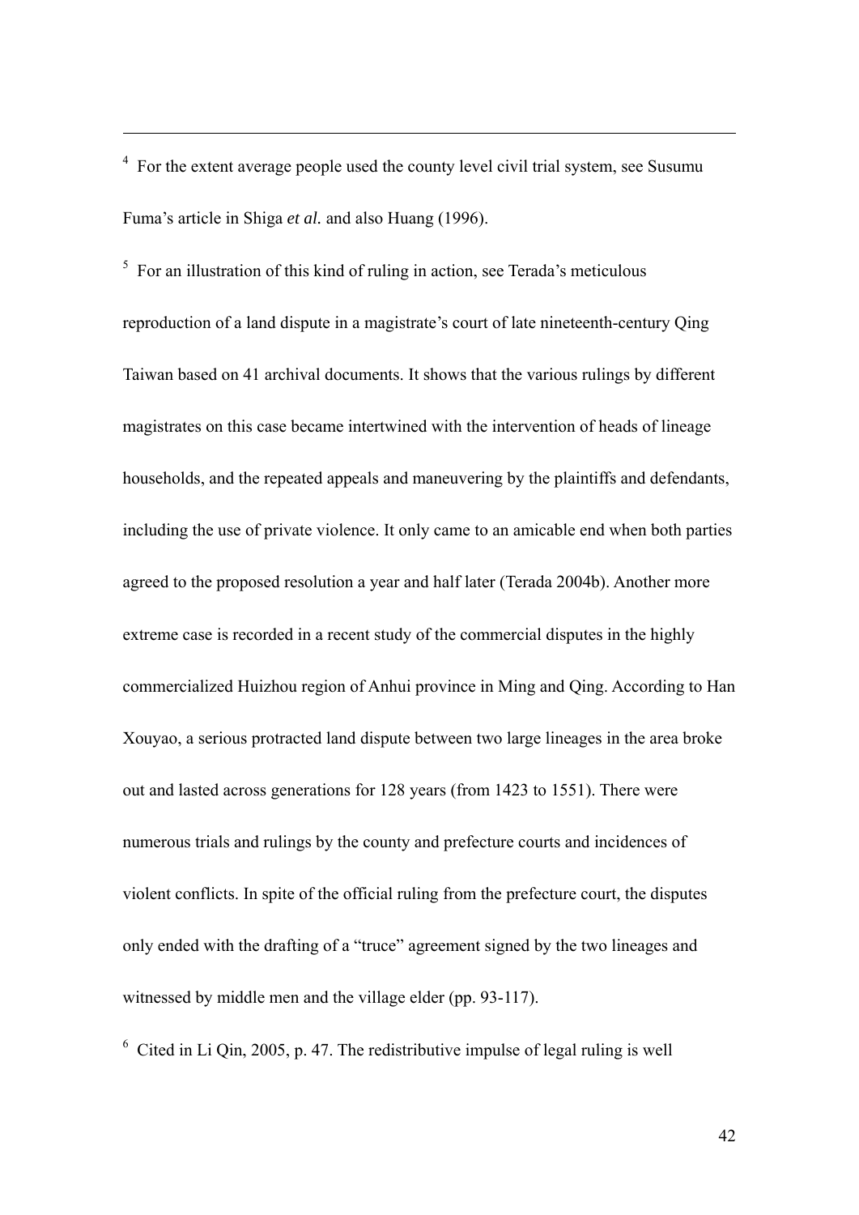[4] For the extent average people used the county level civil trial system, see Susumu Fuma's article in Shiga *et al.* and also Huang (1996).

[5] For an illustration of this kind of ruling in action, see Terada's meticulous reproduction of a land dispute in a magistrate's court of late nineteenth-century Qing Taiwan based on 41 archival documents. It shows that the various rulings by different magistrates on this case became intertwined with the intervention of heads of lineage households, and the repeated appeals and maneuvering by the plaintiffs and defendants, including the use of private violence. It only came to an amicable end when both parties agreed to the proposed resolution a year and half later (Terada 2004b). Another more extreme case is recorded in a recent study of the commercial disputes in the highly commercialized Huizhou region of Anhui province in Ming and Qing. According to Han Xouyao, a serious protracted land dispute between two large lineages in the area broke out and lasted across generations for 128 years (from 1423 to 1551). There were numerous trials and rulings by the county and prefecture courts and incidences of violent conflicts. In spite of the official ruling from the prefecture court, the disputes only ended with the drafting of a "truce" agreement signed by the two lineages and witnessed by middle men and the village elder (pp. 93-117).

[6] Cited in Li Qin, 2005, p. 47. The redistributive impulse of legal ruling is well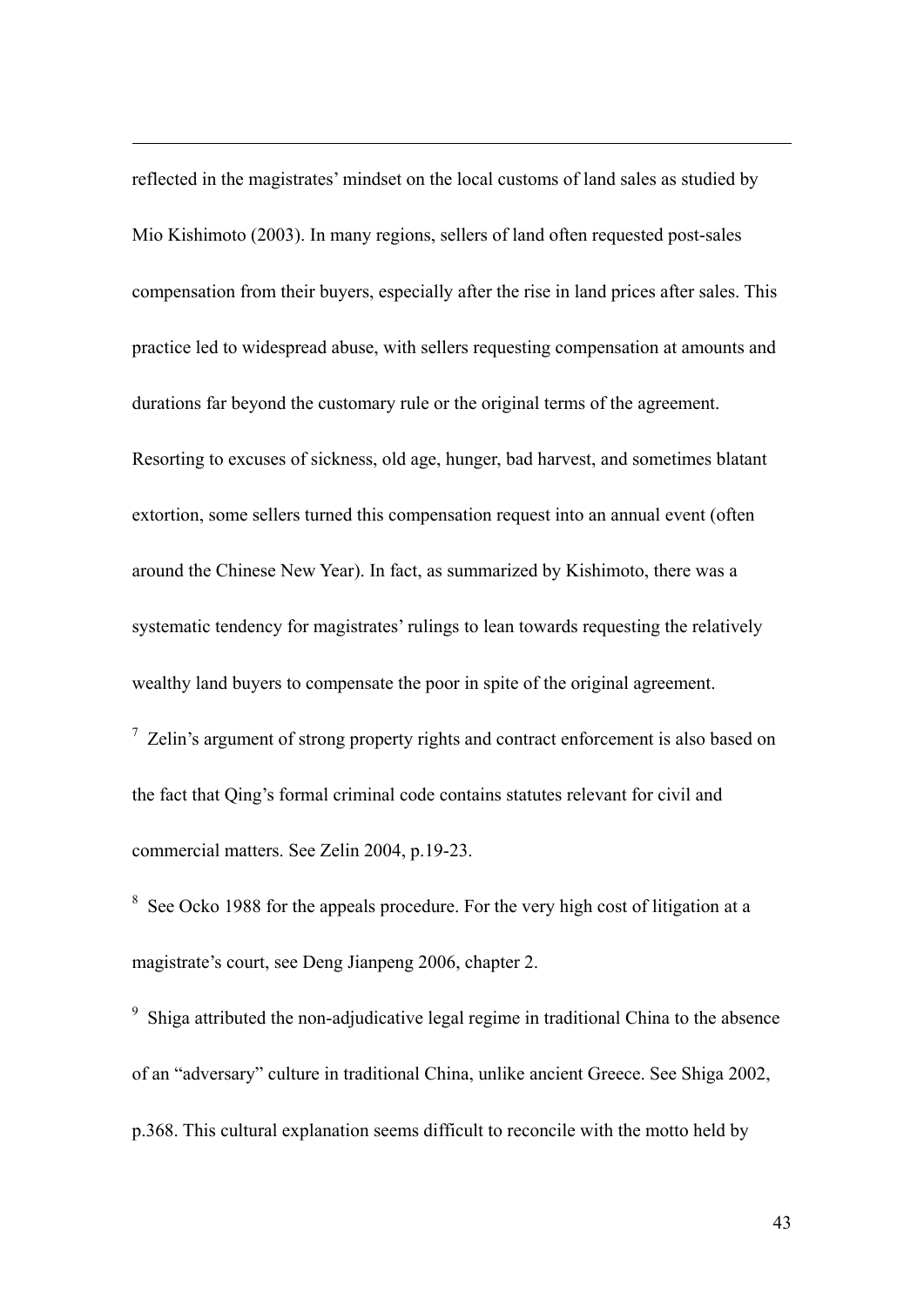reflected in the magistrates' mindset on the local customs of land sales as studied by Mio Kishimoto (2003). In many regions, sellers of land often requested post-sales compensation from their buyers, especially after the rise in land prices after sales. This practice led to widespread abuse, with sellers requesting compensation at amounts and durations far beyond the customary rule or the original terms of the agreement. Resorting to excuses of sickness, old age, hunger, bad harvest, and sometimes blatant extortion, some sellers turned this compensation request into an annual event (often around the Chinese New Year). In fact, as summarized by Kishimoto, there was a systematic tendency for magistrates' rulings to lean towards requesting the relatively wealthy land buyers to compensate the poor in spite of the original agreement.

[7] Zelin's argument of strong property rights and contract enforcement is also based on the fact that Qing's formal criminal code contains statutes relevant for civil and commercial matters. See Zelin 2004, p.19-23.

[8] See Ocko 1988 for the appeals procedure. For the very high cost of litigation at a magistrate's court, see Deng Jianpeng 2006, chapter 2.

[9] Shiga attributed the non-adjudicative legal regime in traditional China to the absence of an "adversary" culture in traditional China, unlike ancient Greece. See Shiga 2002, p.368. This cultural explanation seems difficult to reconcile with the motto held by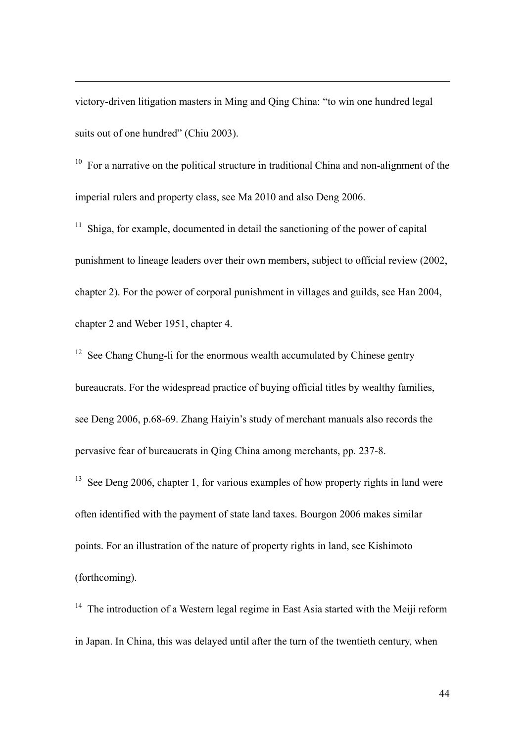victory-driven litigation masters in Ming and Qing China: "to win one hundred legal suits out of one hundred" (Chiu 2003).

[10] For a narrative on the political structure in traditional China and non-alignment of the imperial rulers and property class, see Ma 2010 and also Deng 2006.

[11] Shiga, for example, documented in detail the sanctioning of the power of capital punishment to lineage leaders over their own members, subject to official review (2002, chapter 2). For the power of corporal punishment in villages and guilds, see Han 2004, chapter 2 and Weber 1951, chapter 4.

[12] See Chang Chung-li for the enormous wealth accumulated by Chinese gentry bureaucrats. For the widespread practice of buying official titles by wealthy families, see Deng 2006, p.68-69. Zhang Haiyin's study of merchant manuals also records the pervasive fear of bureaucrats in Qing China among merchants, pp. 237-8.

[13] See Deng 2006, chapter 1, for various examples of how property rights in land were often identified with the payment of state land taxes. Bourgon 2006 makes similar points. For an illustration of the nature of property rights in land, see Kishimoto (forthcoming).

[14] The introduction of a Western legal regime in East Asia started with the Meiji reform in Japan. In China, this was delayed until after the turn of the twentieth century, when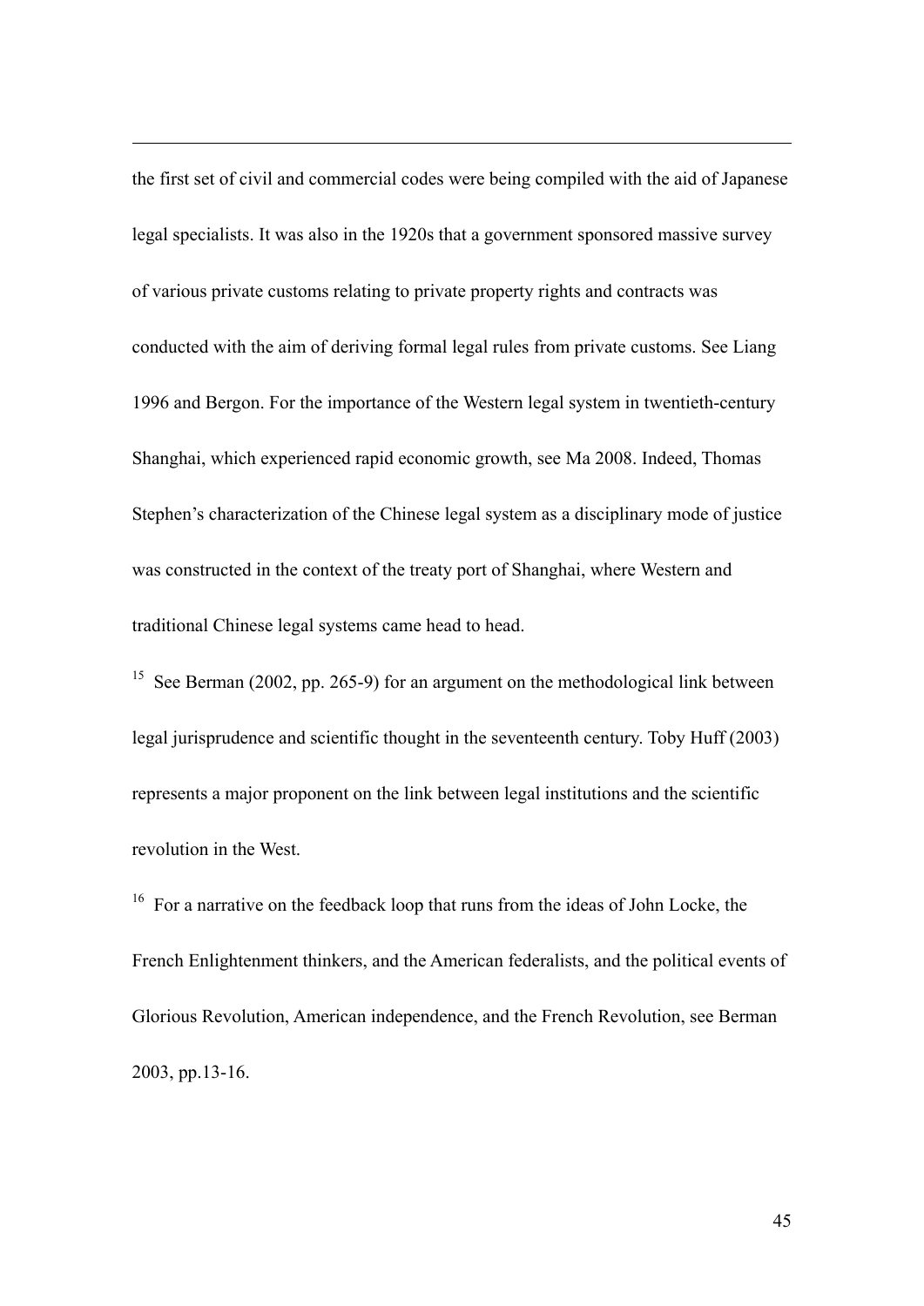the first set of civil and commercial codes were being compiled with the aid of Japanese legal specialists. It was also in the 1920s that a government sponsored massive survey of various private customs relating to private property rights and contracts was conducted with the aim of deriving formal legal rules from private customs. See Liang 1996 and Bergon. For the importance of the Western legal system in twentieth-century Shanghai, which experienced rapid economic growth, see Ma 2008. Indeed, Thomas Stephen's characterization of the Chinese legal system as a disciplinary mode of justice was constructed in the context of the treaty port of Shanghai, where Western and traditional Chinese legal systems came head to head.

[15] See Berman (2002, pp. 265-9) for an argument on the methodological link between legal jurisprudence and scientific thought in the seventeenth century. Toby Huff (2003) represents a major proponent on the link between legal institutions and the scientific revolution in the West.

[16] For a narrative on the feedback loop that runs from the ideas of John Locke, the French Enlightenment thinkers, and the American federalists, and the political events of Glorious Revolution, American independence, and the French Revolution, see Berman 2003, pp.13-16.